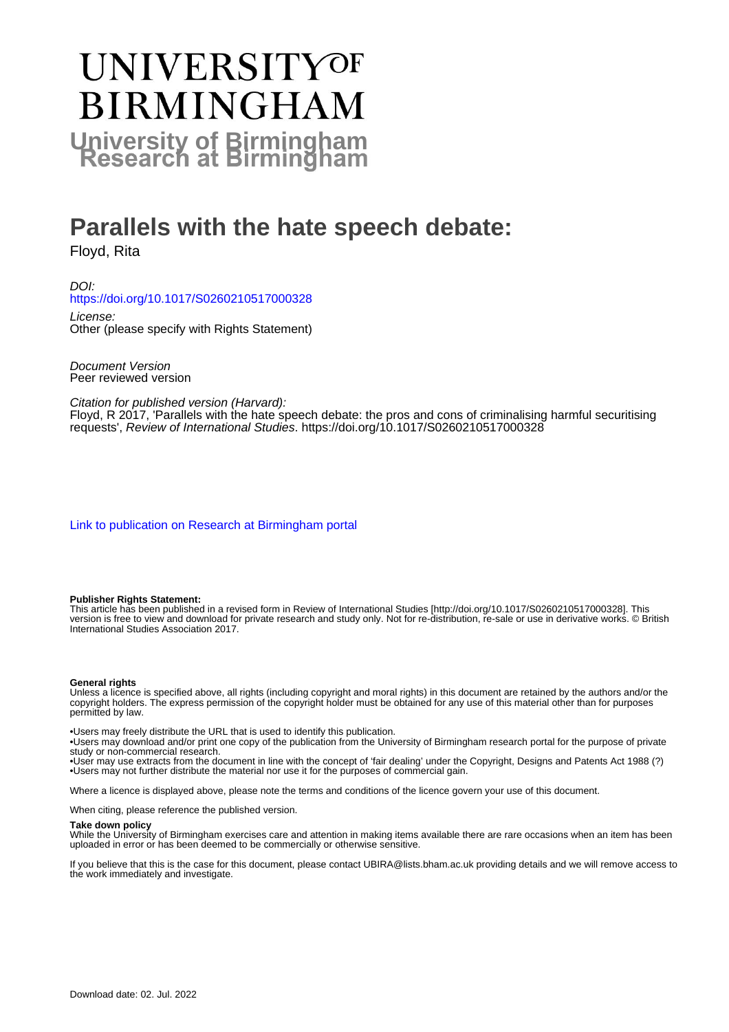# UNIVERSITY OF BIRMINGHAM

## University of Birmingham Research at Birmingham

# Parallels with the hate speech debate:

Floyd, Rita

*DOI:*
https://doi.org/10.1017/S0260210517000328

*License:*
Other (please specify with Rights Statement)

*Document Version*
Peer reviewed version

*Citation for published version (Harvard):*
Floyd, R 2017, 'Parallels with the hate speech debate: the pros and cons of criminalising harmful securitising requests', *Review of International Studies*. https://doi.org/10.1017/S0260210517000328

Link to publication on Research at Birmingham portal

**Publisher Rights Statement:**
This article has been published in a revised form in Review of International Studies [http://doi.org/10.1017/S0260210517000328]. This version is free to view and download for private research and study only. Not for re-distribution, re-sale or use in derivative works. © British International Studies Association 2017.

**General rights**
Unless a licence is specified above, all rights (including copyright and moral rights) in this document are retained by the authors and/or the copyright holders. The express permission of the copyright holder must be obtained for any use of this material other than for purposes permitted by law.

•Users may freely distribute the URL that is used to identify this publication.
•Users may download and/or print one copy of the publication from the University of Birmingham research portal for the purpose of private study or non-commercial research.
•User may use extracts from the document in line with the concept of 'fair dealing' under the Copyright, Designs and Patents Act 1988 (?)
•Users may not further distribute the material nor use it for the purposes of commercial gain.

Where a licence is displayed above, please note the terms and conditions of the licence govern your use of this document.

When citing, please reference the published version.

**Take down policy**
While the University of Birmingham exercises care and attention in making items available there are rare occasions when an item has been uploaded in error or has been deemed to be commercially or otherwise sensitive.

If you believe that this is the case for this document, please contact UBIRA@lists.bham.ac.uk providing details and we will remove access to the work immediately and investigate.

Download date: 02. Jul. 2022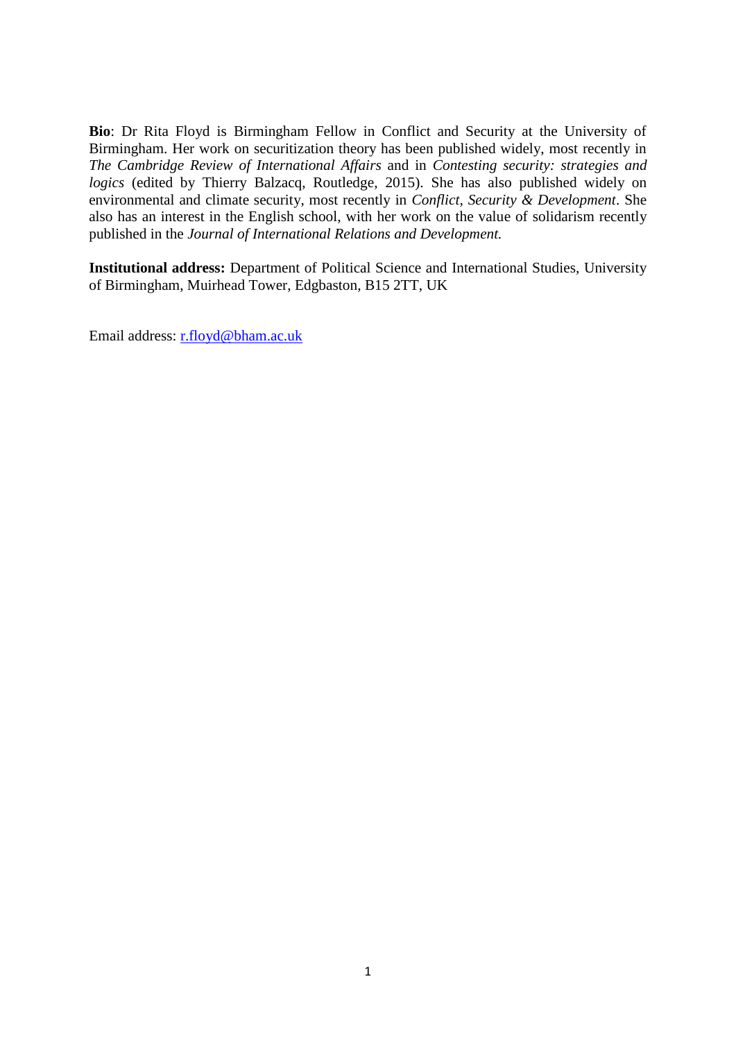**Bio**: Dr Rita Floyd is Birmingham Fellow in Conflict and Security at the University of Birmingham. Her work on securitization theory has been published widely, most recently in *The Cambridge Review of International Affairs* and in *Contesting security: strategies and logics* (edited by Thierry Balzacq, Routledge, 2015). She has also published widely on environmental and climate security, most recently in *Conflict, Security & Development*. She also has an interest in the English school, with her work on the value of solidarism recently published in the *Journal of International Relations and Development.*

**Institutional address:** Department of Political Science and International Studies, University of Birmingham, Muirhead Tower, Edgbaston, B15 2TT, UK

Email address: r.floyd@bham.ac.uk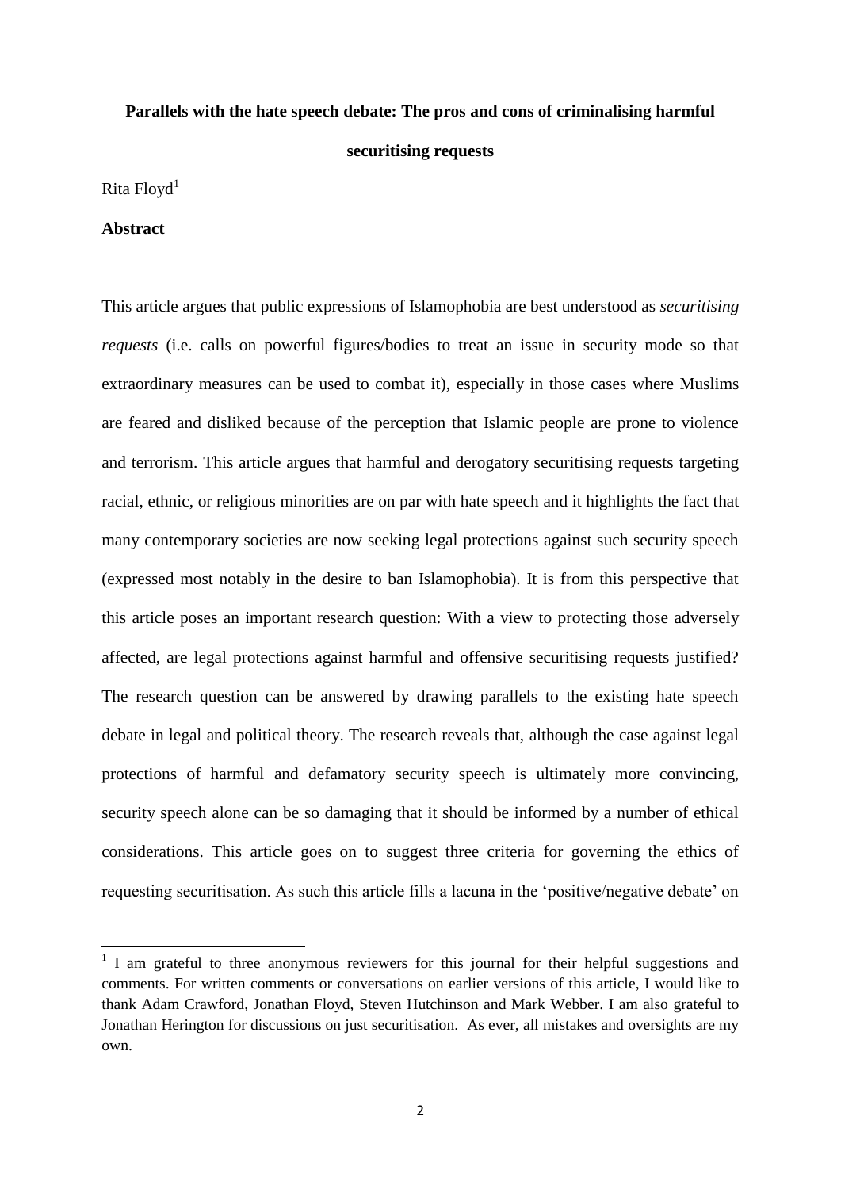**Parallels with the hate speech debate: The pros and cons of criminalising harmful securitising requests**

Rita Floyd[1]

**Abstract**

This article argues that public expressions of Islamophobia are best understood as *securitising requests* (i.e. calls on powerful figures/bodies to treat an issue in security mode so that extraordinary measures can be used to combat it), especially in those cases where Muslims are feared and disliked because of the perception that Islamic people are prone to violence and terrorism. This article argues that harmful and derogatory securitising requests targeting racial, ethnic, or religious minorities are on par with hate speech and it highlights the fact that many contemporary societies are now seeking legal protections against such security speech (expressed most notably in the desire to ban Islamophobia). It is from this perspective that this article poses an important research question: With a view to protecting those adversely affected, are legal protections against harmful and offensive securitising requests justified? The research question can be answered by drawing parallels to the existing hate speech debate in legal and political theory. The research reveals that, although the case against legal protections of harmful and defamatory security speech is ultimately more convincing, security speech alone can be so damaging that it should be informed by a number of ethical considerations. This article goes on to suggest three criteria for governing the ethics of requesting securitisation. As such this article fills a lacuna in the 'positive/negative debate' on

[1] I am grateful to three anonymous reviewers for this journal for their helpful suggestions and comments. For written comments or conversations on earlier versions of this article, I would like to thank Adam Crawford, Jonathan Floyd, Steven Hutchinson and Mark Webber. I am also grateful to Jonathan Herington for discussions on just securitisation. As ever, all mistakes and oversights are my own.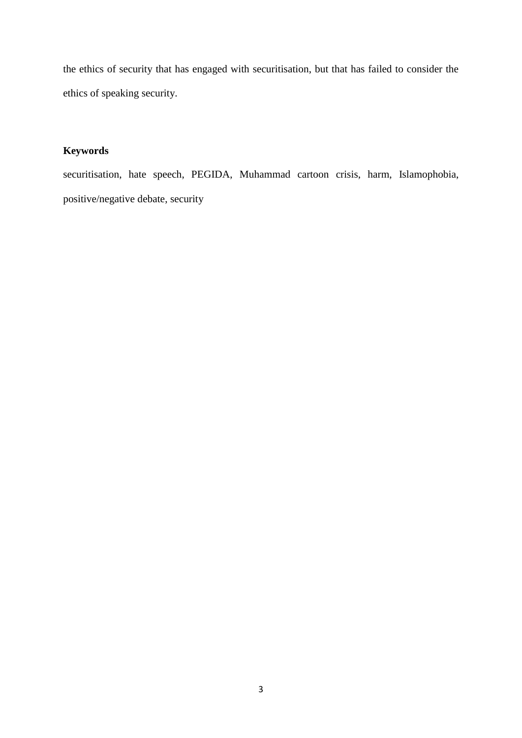the ethics of security that has engaged with securitisation, but that has failed to consider the ethics of speaking security.

**Keywords**

securitisation, hate speech, PEGIDA, Muhammad cartoon crisis, harm, Islamophobia, positive/negative debate, security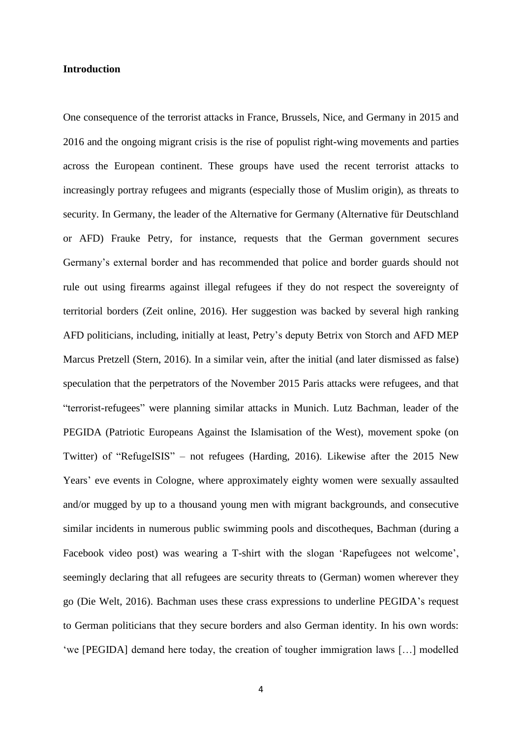**Introduction**

One consequence of the terrorist attacks in France, Brussels, Nice, and Germany in 2015 and 2016 and the ongoing migrant crisis is the rise of populist right-wing movements and parties across the European continent. These groups have used the recent terrorist attacks to increasingly portray refugees and migrants (especially those of Muslim origin), as threats to security. In Germany, the leader of the Alternative for Germany (Alternative für Deutschland or AFD) Frauke Petry, for instance, requests that the German government secures Germany's external border and has recommended that police and border guards should not rule out using firearms against illegal refugees if they do not respect the sovereignty of territorial borders (Zeit online, 2016). Her suggestion was backed by several high ranking AFD politicians, including, initially at least, Petry's deputy Betrix von Storch and AFD MEP Marcus Pretzell (Stern, 2016). In a similar vein, after the initial (and later dismissed as false) speculation that the perpetrators of the November 2015 Paris attacks were refugees, and that "terrorist-refugees" were planning similar attacks in Munich. Lutz Bachman, leader of the PEGIDA (Patriotic Europeans Against the Islamisation of the West), movement spoke (on Twitter) of "RefugeISIS" – not refugees (Harding, 2016). Likewise after the 2015 New Years' eve events in Cologne, where approximately eighty women were sexually assaulted and/or mugged by up to a thousand young men with migrant backgrounds, and consecutive similar incidents in numerous public swimming pools and discotheques, Bachman (during a Facebook video post) was wearing a T-shirt with the slogan 'Rapefugees not welcome', seemingly declaring that all refugees are security threats to (German) women wherever they go (Die Welt, 2016). Bachman uses these crass expressions to underline PEGIDA's request to German politicians that they secure borders and also German identity. In his own words: 'we [PEGIDA] demand here today, the creation of tougher immigration laws […] modelled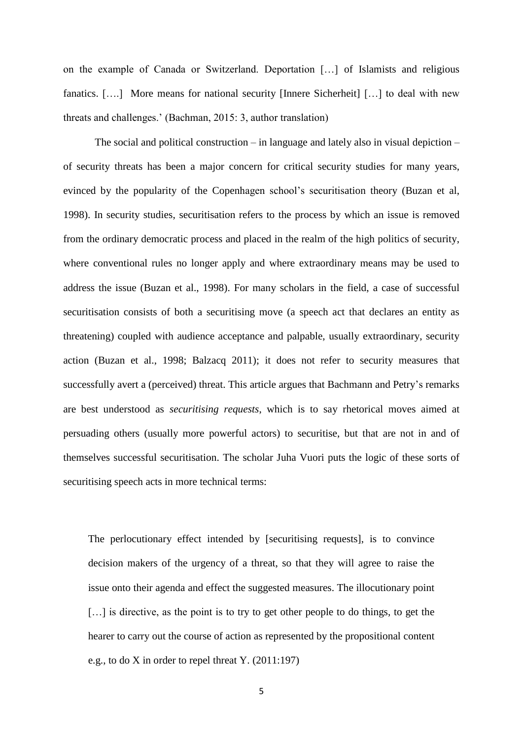on the example of Canada or Switzerland. Deportation […] of Islamists and religious fanatics. [….] More means for national security [Innere Sicherheit] […] to deal with new threats and challenges.' (Bachman, 2015: 3, author translation)

The social and political construction – in language and lately also in visual depiction – of security threats has been a major concern for critical security studies for many years, evinced by the popularity of the Copenhagen school's securitisation theory (Buzan et al, 1998). In security studies, securitisation refers to the process by which an issue is removed from the ordinary democratic process and placed in the realm of the high politics of security, where conventional rules no longer apply and where extraordinary means may be used to address the issue (Buzan et al., 1998). For many scholars in the field, a case of successful securitisation consists of both a securitising move (a speech act that declares an entity as threatening) coupled with audience acceptance and palpable, usually extraordinary, security action (Buzan et al., 1998; Balzacq 2011); it does not refer to security measures that successfully avert a (perceived) threat. This article argues that Bachmann and Petry's remarks are best understood as *securitising requests*, which is to say rhetorical moves aimed at persuading others (usually more powerful actors) to securitise, but that are not in and of themselves successful securitisation. The scholar Juha Vuori puts the logic of these sorts of securitising speech acts in more technical terms:

> The perlocutionary effect intended by [securitising requests], is to convince decision makers of the urgency of a threat, so that they will agree to raise the issue onto their agenda and effect the suggested measures. The illocutionary point […] is directive, as the point is to try to get other people to do things, to get the hearer to carry out the course of action as represented by the propositional content e.g., to do X in order to repel threat Y. (2011:197)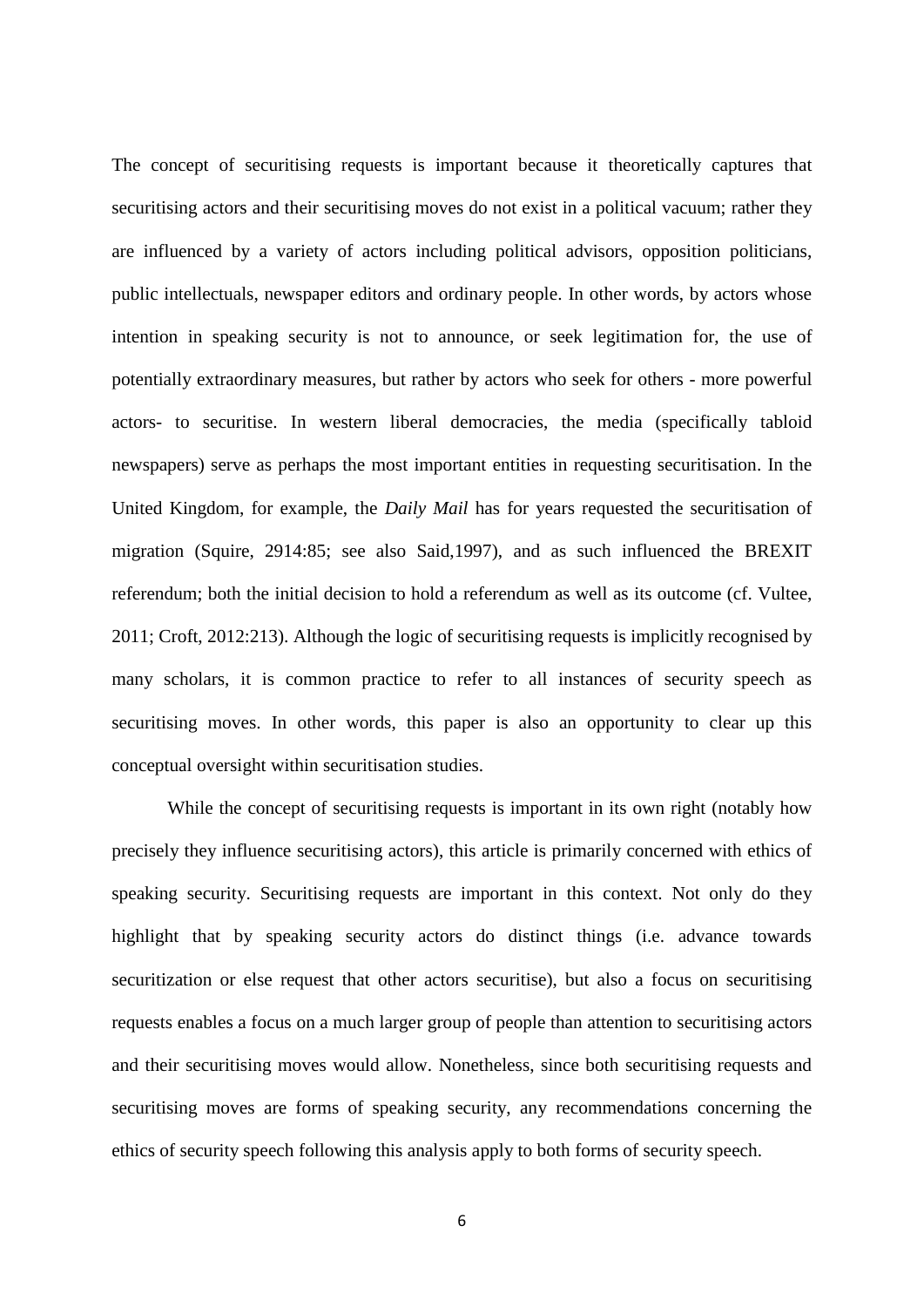The concept of securitising requests is important because it theoretically captures that securitising actors and their securitising moves do not exist in a political vacuum; rather they are influenced by a variety of actors including political advisors, opposition politicians, public intellectuals, newspaper editors and ordinary people. In other words, by actors whose intention in speaking security is not to announce, or seek legitimation for, the use of potentially extraordinary measures, but rather by actors who seek for others - more powerful actors- to securitise. In western liberal democracies, the media (specifically tabloid newspapers) serve as perhaps the most important entities in requesting securitisation. In the United Kingdom, for example, the *Daily Mail* has for years requested the securitisation of migration (Squire, 2914:85; see also Said,1997), and as such influenced the BREXIT referendum; both the initial decision to hold a referendum as well as its outcome (cf. Vultee, 2011; Croft, 2012:213). Although the logic of securitising requests is implicitly recognised by many scholars, it is common practice to refer to all instances of security speech as securitising moves. In other words, this paper is also an opportunity to clear up this conceptual oversight within securitisation studies.

While the concept of securitising requests is important in its own right (notably how precisely they influence securitising actors), this article is primarily concerned with ethics of speaking security. Securitising requests are important in this context. Not only do they highlight that by speaking security actors do distinct things (i.e. advance towards securitization or else request that other actors securitise), but also a focus on securitising requests enables a focus on a much larger group of people than attention to securitising actors and their securitising moves would allow. Nonetheless, since both securitising requests and securitising moves are forms of speaking security, any recommendations concerning the ethics of security speech following this analysis apply to both forms of security speech.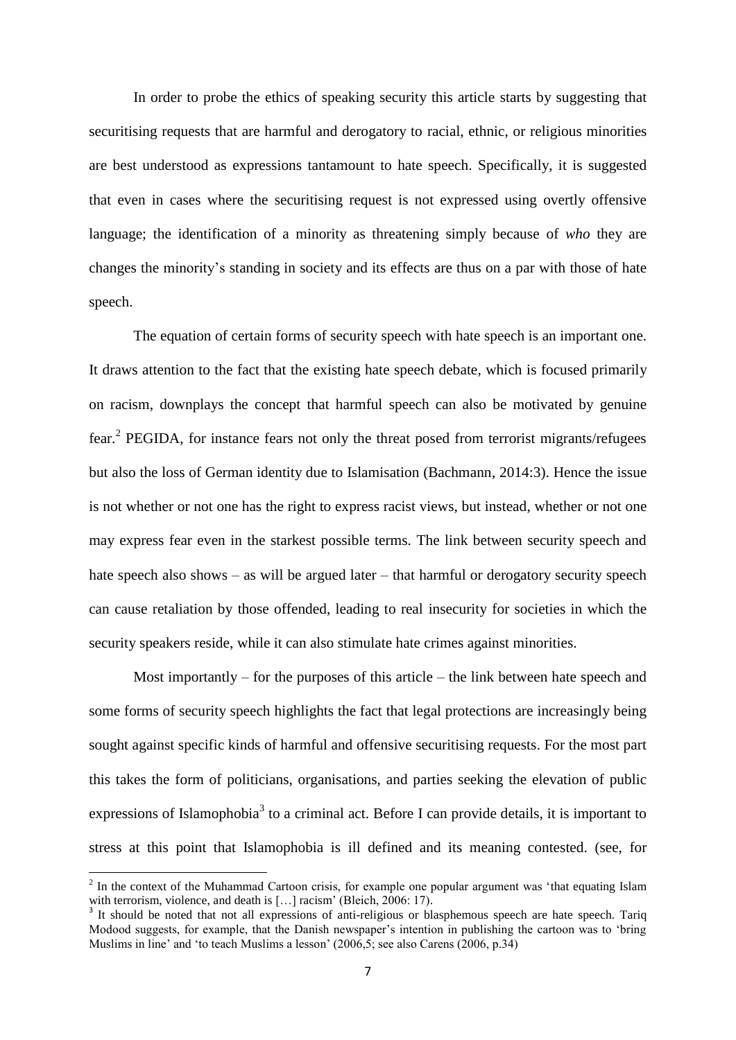In order to probe the ethics of speaking security this article starts by suggesting that securitising requests that are harmful and derogatory to racial, ethnic, or religious minorities are best understood as expressions tantamount to hate speech. Specifically, it is suggested that even in cases where the securitising request is not expressed using overtly offensive language; the identification of a minority as threatening simply because of *who* they are changes the minority's standing in society and its effects are thus on a par with those of hate speech.

The equation of certain forms of security speech with hate speech is an important one. It draws attention to the fact that the existing hate speech debate, which is focused primarily on racism, downplays the concept that harmful speech can also be motivated by genuine fear.[2] PEGIDA, for instance fears not only the threat posed from terrorist migrants/refugees but also the loss of German identity due to Islamisation (Bachmann, 2014:3). Hence the issue is not whether or not one has the right to express racist views, but instead, whether or not one may express fear even in the starkest possible terms. The link between security speech and hate speech also shows – as will be argued later – that harmful or derogatory security speech can cause retaliation by those offended, leading to real insecurity for societies in which the security speakers reside, while it can also stimulate hate crimes against minorities.

Most importantly – for the purposes of this article – the link between hate speech and some forms of security speech highlights the fact that legal protections are increasingly being sought against specific kinds of harmful and offensive securitising requests. For the most part this takes the form of politicians, organisations, and parties seeking the elevation of public expressions of Islamophobia[3] to a criminal act. Before I can provide details, it is important to stress at this point that Islamophobia is ill defined and its meaning contested. (see, for

---

[2] In the context of the Muhammad Cartoon crisis, for example one popular argument was 'that equating Islam with terrorism, violence, and death is […] racism' (Bleich, 2006: 17).

[3] It should be noted that not all expressions of anti-religious or blasphemous speech are hate speech. Tariq Modood suggests, for example, that the Danish newspaper's intention in publishing the cartoon was to 'bring Muslims in line' and 'to teach Muslims a lesson' (2006,5; see also Carens (2006, p.34)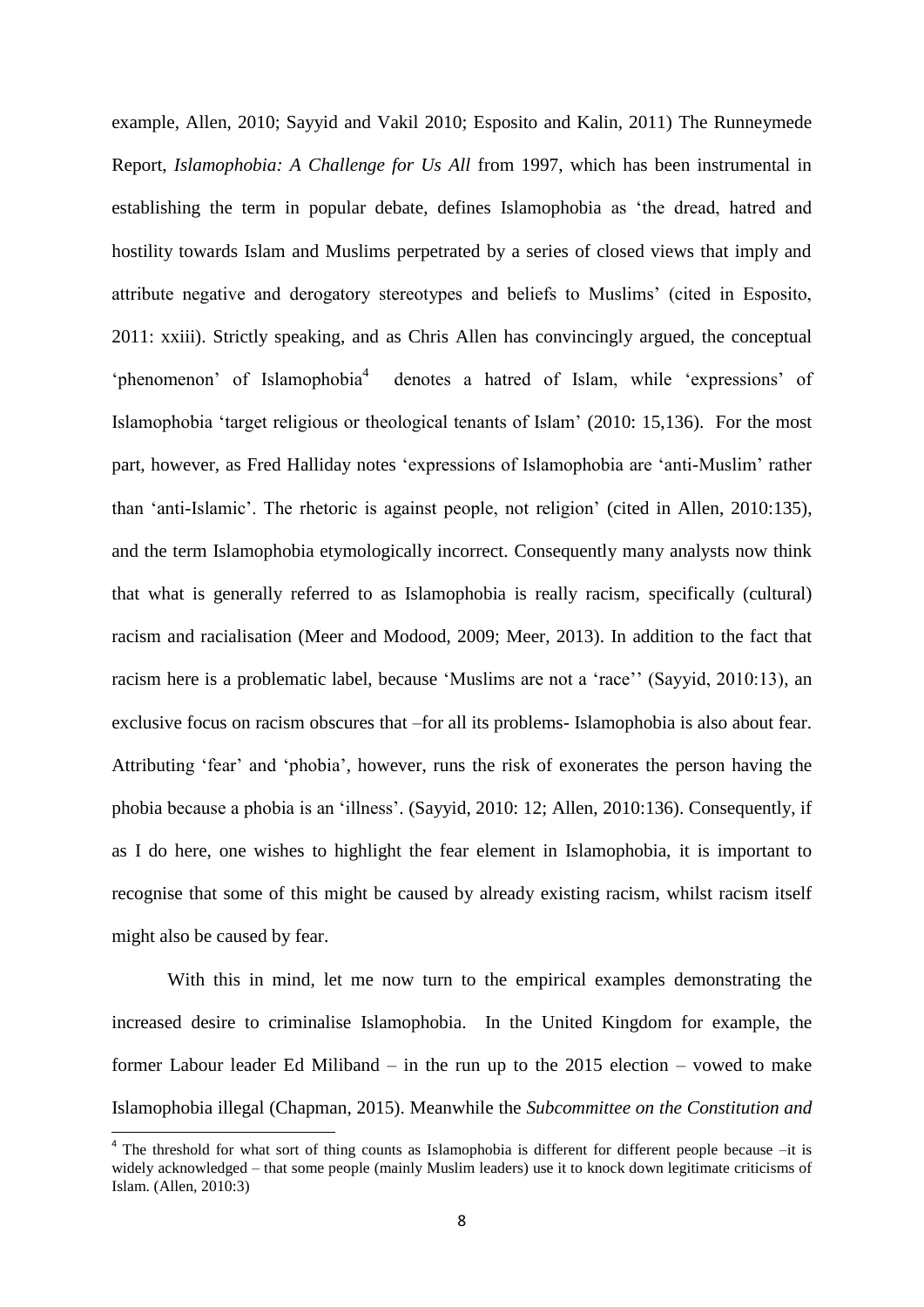example, Allen, 2010; Sayyid and Vakil 2010; Esposito and Kalin, 2011) The Runneymede Report, *Islamophobia: A Challenge for Us All* from 1997, which has been instrumental in establishing the term in popular debate, defines Islamophobia as 'the dread, hatred and hostility towards Islam and Muslims perpetrated by a series of closed views that imply and attribute negative and derogatory stereotypes and beliefs to Muslims' (cited in Esposito, 2011: xxiii). Strictly speaking, and as Chris Allen has convincingly argued, the conceptual 'phenomenon' of Islamophobia[4] denotes a hatred of Islam, while 'expressions' of Islamophobia 'target religious or theological tenants of Islam' (2010: 15,136). For the most part, however, as Fred Halliday notes 'expressions of Islamophobia are 'anti-Muslim' rather than 'anti-Islamic'. The rhetoric is against people, not religion' (cited in Allen, 2010:135), and the term Islamophobia etymologically incorrect. Consequently many analysts now think that what is generally referred to as Islamophobia is really racism, specifically (cultural) racism and racialisation (Meer and Modood, 2009; Meer, 2013). In addition to the fact that racism here is a problematic label, because 'Muslims are not a 'race'' (Sayyid, 2010:13), an exclusive focus on racism obscures that –for all its problems- Islamophobia is also about fear. Attributing 'fear' and 'phobia', however, runs the risk of exonerates the person having the phobia because a phobia is an 'illness'. (Sayyid, 2010: 12; Allen, 2010:136). Consequently, if as I do here, one wishes to highlight the fear element in Islamophobia, it is important to recognise that some of this might be caused by already existing racism, whilst racism itself might also be caused by fear.

With this in mind, let me now turn to the empirical examples demonstrating the increased desire to criminalise Islamophobia. In the United Kingdom for example, the former Labour leader Ed Miliband – in the run up to the 2015 election – vowed to make Islamophobia illegal (Chapman, 2015). Meanwhile the *Subcommittee on the Constitution and*

[4] The threshold for what sort of thing counts as Islamophobia is different for different people because –it is widely acknowledged – that some people (mainly Muslim leaders) use it to knock down legitimate criticisms of Islam. (Allen, 2010:3)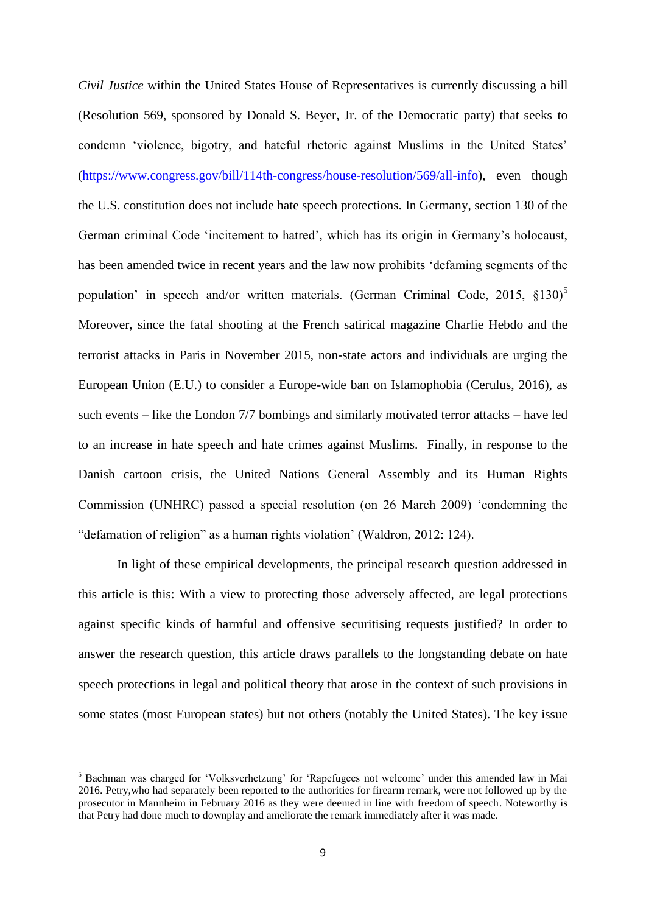*Civil Justice* within the United States House of Representatives is currently discussing a bill (Resolution 569, sponsored by Donald S. Beyer, Jr. of the Democratic party) that seeks to condemn 'violence, bigotry, and hateful rhetoric against Muslims in the United States' (https://www.congress.gov/bill/114th-congress/house-resolution/569/all-info), even though the U.S. constitution does not include hate speech protections. In Germany, section 130 of the German criminal Code 'incitement to hatred', which has its origin in Germany's holocaust, has been amended twice in recent years and the law now prohibits 'defaming segments of the population' in speech and/or written materials. (German Criminal Code, 2015, §130)[5] Moreover, since the fatal shooting at the French satirical magazine Charlie Hebdo and the terrorist attacks in Paris in November 2015, non-state actors and individuals are urging the European Union (E.U.) to consider a Europe-wide ban on Islamophobia (Cerulus, 2016), as such events – like the London 7/7 bombings and similarly motivated terror attacks – have led to an increase in hate speech and hate crimes against Muslims. Finally, in response to the Danish cartoon crisis, the United Nations General Assembly and its Human Rights Commission (UNHRC) passed a special resolution (on 26 March 2009) 'condemning the "defamation of religion" as a human rights violation' (Waldron, 2012: 124).

In light of these empirical developments, the principal research question addressed in this article is this: With a view to protecting those adversely affected, are legal protections against specific kinds of harmful and offensive securitising requests justified? In order to answer the research question, this article draws parallels to the longstanding debate on hate speech protections in legal and political theory that arose in the context of such provisions in some states (most European states) but not others (notably the United States). The key issue

[5] Bachman was charged for 'Volksverhetzung' for 'Rapefugees not welcome' under this amended law in Mai 2016. Petry,who had separately been reported to the authorities for firearm remark, were not followed up by the prosecutor in Mannheim in February 2016 as they were deemed in line with freedom of speech. Noteworthy is that Petry had done much to downplay and ameliorate the remark immediately after it was made.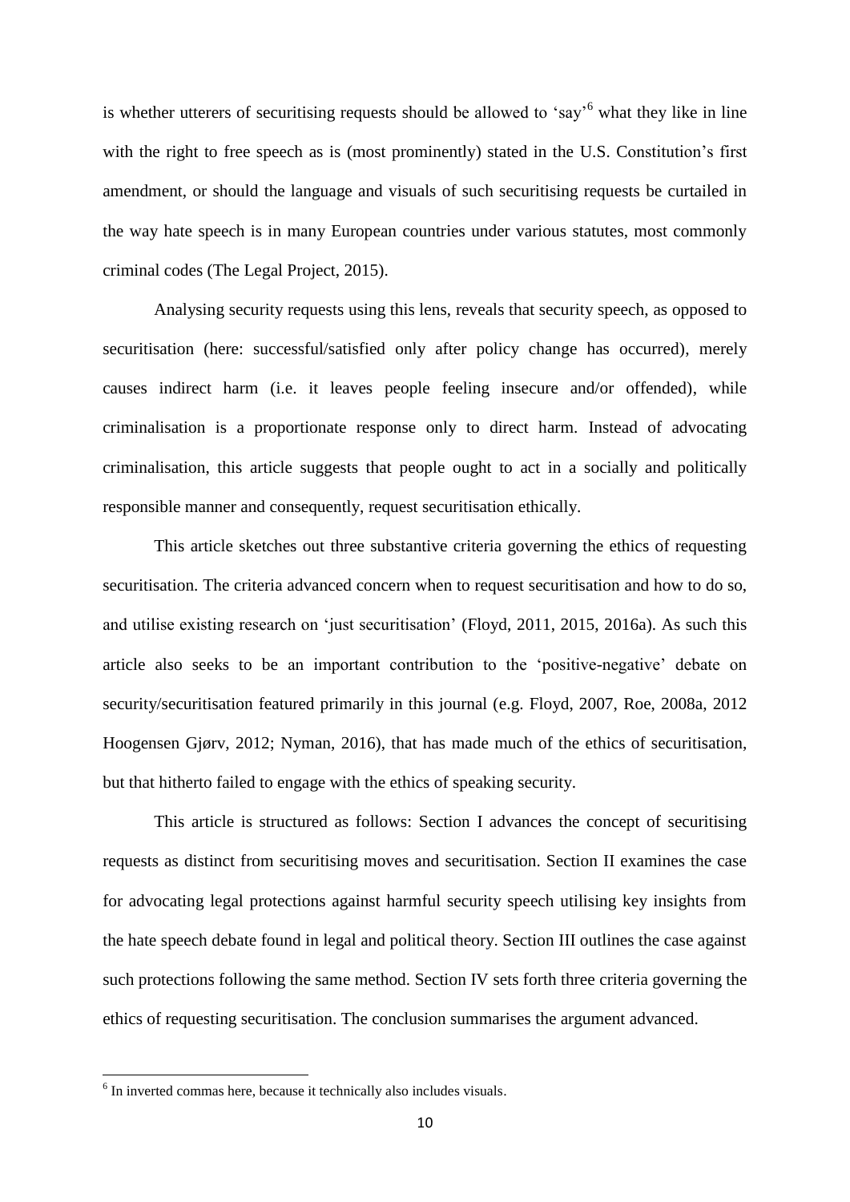is whether utterers of securitising requests should be allowed to 'say'[6] what they like in line with the right to free speech as is (most prominently) stated in the U.S. Constitution's first amendment, or should the language and visuals of such securitising requests be curtailed in the way hate speech is in many European countries under various statutes, most commonly criminal codes (The Legal Project, 2015).

Analysing security requests using this lens, reveals that security speech, as opposed to securitisation (here: successful/satisfied only after policy change has occurred), merely causes indirect harm (i.e. it leaves people feeling insecure and/or offended), while criminalisation is a proportionate response only to direct harm. Instead of advocating criminalisation, this article suggests that people ought to act in a socially and politically responsible manner and consequently, request securitisation ethically.

This article sketches out three substantive criteria governing the ethics of requesting securitisation. The criteria advanced concern when to request securitisation and how to do so, and utilise existing research on 'just securitisation' (Floyd, 2011, 2015, 2016a). As such this article also seeks to be an important contribution to the 'positive-negative' debate on security/securitisation featured primarily in this journal (e.g. Floyd, 2007, Roe, 2008a, 2012 Hoogensen Gjørv, 2012; Nyman, 2016), that has made much of the ethics of securitisation, but that hitherto failed to engage with the ethics of speaking security.

This article is structured as follows: Section I advances the concept of securitising requests as distinct from securitising moves and securitisation. Section II examines the case for advocating legal protections against harmful security speech utilising key insights from the hate speech debate found in legal and political theory. Section III outlines the case against such protections following the same method. Section IV sets forth three criteria governing the ethics of requesting securitisation. The conclusion summarises the argument advanced.

[6] In inverted commas here, because it technically also includes visuals.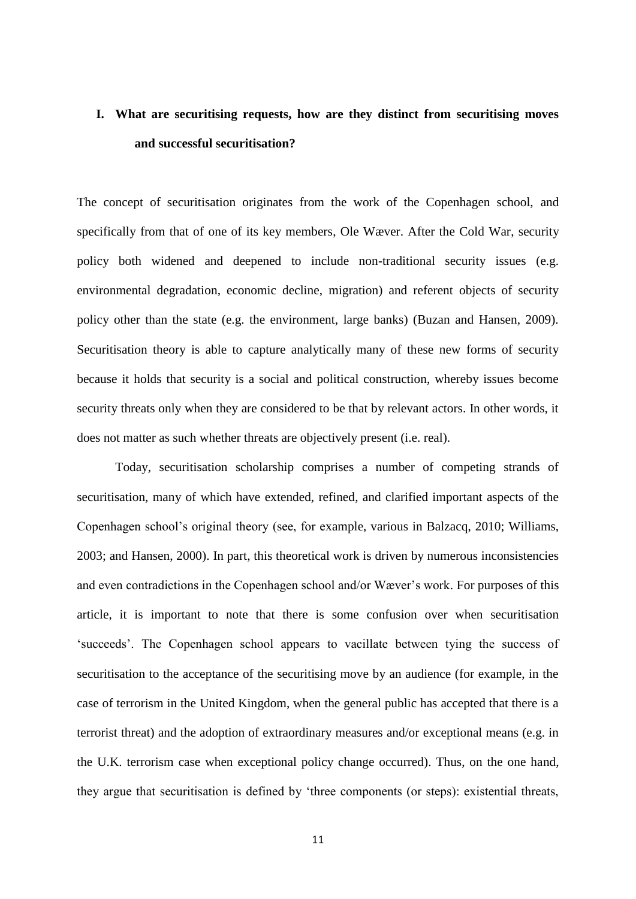## I. What are securitising requests, how are they distinct from securitising moves and successful securitisation?

The concept of securitisation originates from the work of the Copenhagen school, and specifically from that of one of its key members, Ole Wæver. After the Cold War, security policy both widened and deepened to include non-traditional security issues (e.g. environmental degradation, economic decline, migration) and referent objects of security policy other than the state (e.g. the environment, large banks) (Buzan and Hansen, 2009). Securitisation theory is able to capture analytically many of these new forms of security because it holds that security is a social and political construction, whereby issues become security threats only when they are considered to be that by relevant actors. In other words, it does not matter as such whether threats are objectively present (i.e. real).

Today, securitisation scholarship comprises a number of competing strands of securitisation, many of which have extended, refined, and clarified important aspects of the Copenhagen school's original theory (see, for example, various in Balzacq, 2010; Williams, 2003; and Hansen, 2000). In part, this theoretical work is driven by numerous inconsistencies and even contradictions in the Copenhagen school and/or Wæver's work. For purposes of this article, it is important to note that there is some confusion over when securitisation 'succeeds'. The Copenhagen school appears to vacillate between tying the success of securitisation to the acceptance of the securitising move by an audience (for example, in the case of terrorism in the United Kingdom, when the general public has accepted that there is a terrorist threat) and the adoption of extraordinary measures and/or exceptional means (e.g. in the U.K. terrorism case when exceptional policy change occurred). Thus, on the one hand, they argue that securitisation is defined by 'three components (or steps): existential threats,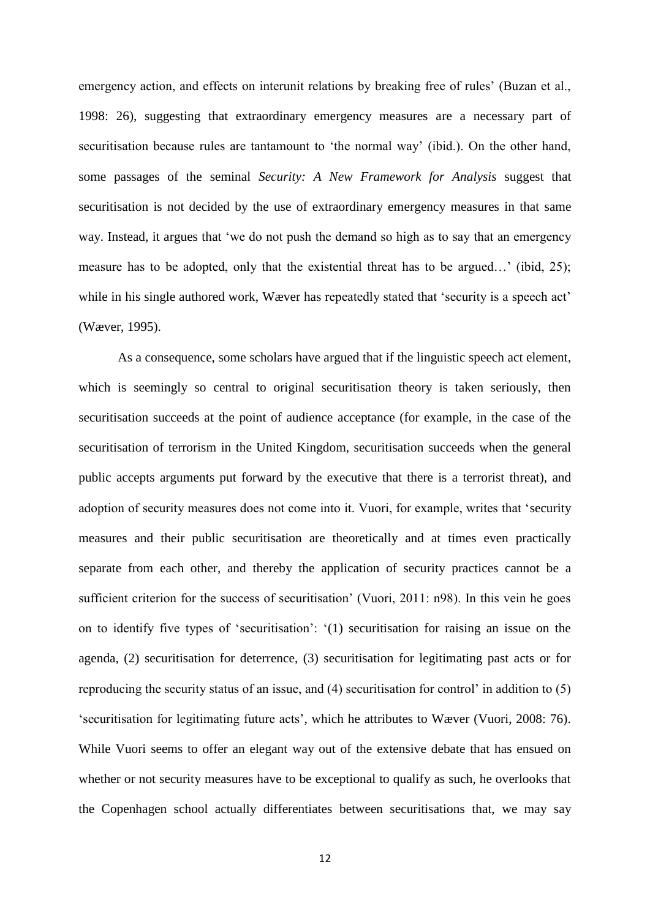emergency action, and effects on interunit relations by breaking free of rules' (Buzan et al., 1998: 26), suggesting that extraordinary emergency measures are a necessary part of securitisation because rules are tantamount to 'the normal way' (ibid.). On the other hand, some passages of the seminal *Security: A New Framework for Analysis* suggest that securitisation is not decided by the use of extraordinary emergency measures in that same way. Instead, it argues that 'we do not push the demand so high as to say that an emergency measure has to be adopted, only that the existential threat has to be argued…' (ibid, 25); while in his single authored work, Wæver has repeatedly stated that 'security is a speech act' (Wæver, 1995).

As a consequence, some scholars have argued that if the linguistic speech act element, which is seemingly so central to original securitisation theory is taken seriously, then securitisation succeeds at the point of audience acceptance (for example, in the case of the securitisation of terrorism in the United Kingdom, securitisation succeeds when the general public accepts arguments put forward by the executive that there is a terrorist threat), and adoption of security measures does not come into it. Vuori, for example, writes that 'security measures and their public securitisation are theoretically and at times even practically separate from each other, and thereby the application of security practices cannot be a sufficient criterion for the success of securitisation' (Vuori, 2011: n98). In this vein he goes on to identify five types of 'securitisation': '(1) securitisation for raising an issue on the agenda, (2) securitisation for deterrence, (3) securitisation for legitimating past acts or for reproducing the security status of an issue, and (4) securitisation for control' in addition to (5) 'securitisation for legitimating future acts', which he attributes to Wæver (Vuori, 2008: 76). While Vuori seems to offer an elegant way out of the extensive debate that has ensued on whether or not security measures have to be exceptional to qualify as such, he overlooks that the Copenhagen school actually differentiates between securitisations that, we may say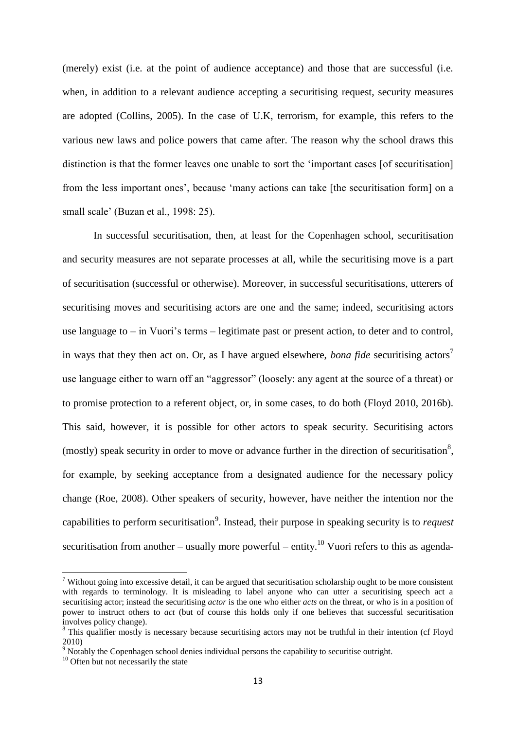(merely) exist (i.e. at the point of audience acceptance) and those that are successful (i.e. when, in addition to a relevant audience accepting a securitising request, security measures are adopted (Collins, 2005). In the case of U.K, terrorism, for example, this refers to the various new laws and police powers that came after. The reason why the school draws this distinction is that the former leaves one unable to sort the 'important cases [of securitisation] from the less important ones', because 'many actions can take [the securitisation form] on a small scale' (Buzan et al., 1998: 25).

In successful securitisation, then, at least for the Copenhagen school, securitisation and security measures are not separate processes at all, while the securitising move is a part of securitisation (successful or otherwise). Moreover, in successful securitisations, utterers of securitising moves and securitising actors are one and the same; indeed, securitising actors use language to – in Vuori's terms – legitimate past or present action, to deter and to control, in ways that they then act on. Or, as I have argued elsewhere, *bona fide* securitising actors[7] use language either to warn off an "aggressor" (loosely: any agent at the source of a threat) or to promise protection to a referent object, or, in some cases, to do both (Floyd 2010, 2016b). This said, however, it is possible for other actors to speak security. Securitising actors (mostly) speak security in order to move or advance further in the direction of securitisation[8], for example, by seeking acceptance from a designated audience for the necessary policy change (Roe, 2008). Other speakers of security, however, have neither the intention nor the capabilities to perform securitisation[9]. Instead, their purpose in speaking security is to *request* securitisation from another – usually more powerful – entity.[10] Vuori refers to this as agenda-

[7] Without going into excessive detail, it can be argued that securitisation scholarship ought to be more consistent with regards to terminology. It is misleading to label anyone who can utter a securitising speech act a securitising actor; instead the securitising *actor* is the one who either *acts* on the threat, or who is in a position of power to instruct others to *act* (but of course this holds only if one believes that successful securitisation involves policy change).

[8] This qualifier mostly is necessary because securitising actors may not be truthful in their intention (cf Floyd 2010)

[9] Notably the Copenhagen school denies individual persons the capability to securitise outright.

[10] Often but not necessarily the state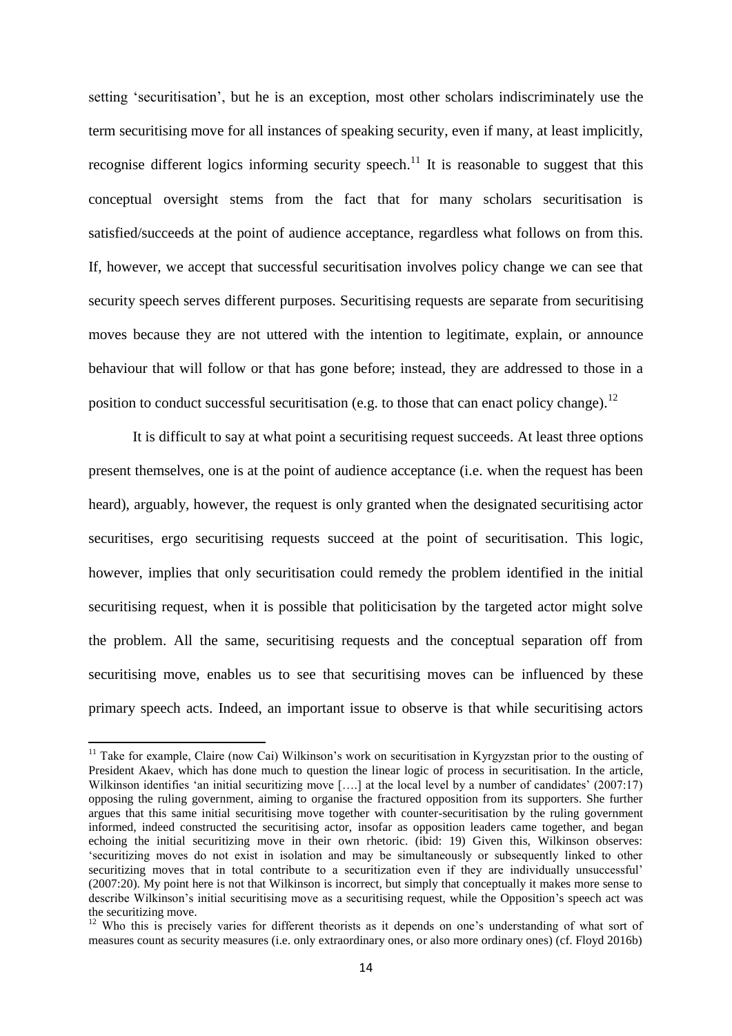setting 'securitisation', but he is an exception, most other scholars indiscriminately use the term securitising move for all instances of speaking security, even if many, at least implicitly, recognise different logics informing security speech.[11] It is reasonable to suggest that this conceptual oversight stems from the fact that for many scholars securitisation is satisfied/succeeds at the point of audience acceptance, regardless what follows on from this. If, however, we accept that successful securitisation involves policy change we can see that security speech serves different purposes. Securitising requests are separate from securitising moves because they are not uttered with the intention to legitimate, explain, or announce behaviour that will follow or that has gone before; instead, they are addressed to those in a position to conduct successful securitisation (e.g. to those that can enact policy change).[12]

It is difficult to say at what point a securitising request succeeds. At least three options present themselves, one is at the point of audience acceptance (i.e. when the request has been heard), arguably, however, the request is only granted when the designated securitising actor securitises, ergo securitising requests succeed at the point of securitisation. This logic, however, implies that only securitisation could remedy the problem identified in the initial securitising request, when it is possible that politicisation by the targeted actor might solve the problem. All the same, securitising requests and the conceptual separation off from securitising move, enables us to see that securitising moves can be influenced by these primary speech acts. Indeed, an important issue to observe is that while securitising actors

---

[11] Take for example, Claire (now Cai) Wilkinson's work on securitisation in Kyrgyzstan prior to the ousting of President Akaev, which has done much to question the linear logic of process in securitisation. In the article, Wilkinson identifies 'an initial securitizing move [….] at the local level by a number of candidates' (2007:17) opposing the ruling government, aiming to organise the fractured opposition from its supporters. She further argues that this same initial securitising move together with counter-securitisation by the ruling government informed, indeed constructed the securitising actor, insofar as opposition leaders came together, and began echoing the initial securitizing move in their own rhetoric. (ibid: 19) Given this, Wilkinson observes: 'securitizing moves do not exist in isolation and may be simultaneously or subsequently linked to other securitizing moves that in total contribute to a securitization even if they are individually unsuccessful' (2007:20). My point here is not that Wilkinson is incorrect, but simply that conceptually it makes more sense to describe Wilkinson's initial securitising move as a securitising request, while the Opposition's speech act was the securitizing move.

[12] Who this is precisely varies for different theorists as it depends on one's understanding of what sort of measures count as security measures (i.e. only extraordinary ones, or also more ordinary ones) (cf. Floyd 2016b)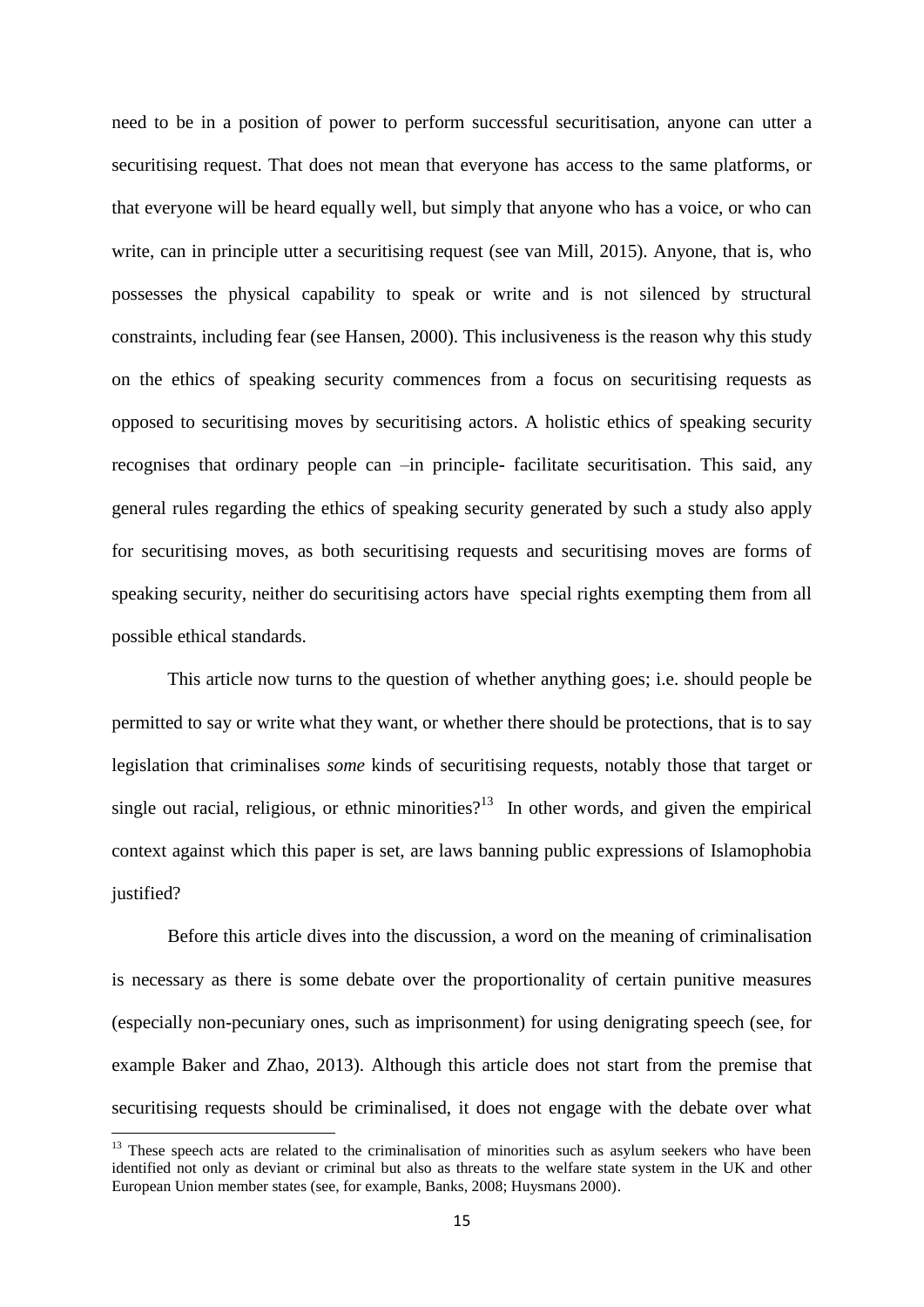need to be in a position of power to perform successful securitisation, anyone can utter a securitising request. That does not mean that everyone has access to the same platforms, or that everyone will be heard equally well, but simply that anyone who has a voice, or who can write, can in principle utter a securitising request (see van Mill, 2015). Anyone, that is, who possesses the physical capability to speak or write and is not silenced by structural constraints, including fear (see Hansen, 2000). This inclusiveness is the reason why this study on the ethics of speaking security commences from a focus on securitising requests as opposed to securitising moves by securitising actors. A holistic ethics of speaking security recognises that ordinary people can –in principle- facilitate securitisation. This said, any general rules regarding the ethics of speaking security generated by such a study also apply for securitising moves, as both securitising requests and securitising moves are forms of speaking security, neither do securitising actors have special rights exempting them from all possible ethical standards.

This article now turns to the question of whether anything goes; i.e. should people be permitted to say or write what they want, or whether there should be protections, that is to say legislation that criminalises *some* kinds of securitising requests, notably those that target or single out racial, religious, or ethnic minorities?[13] In other words, and given the empirical context against which this paper is set, are laws banning public expressions of Islamophobia justified?

Before this article dives into the discussion, a word on the meaning of criminalisation is necessary as there is some debate over the proportionality of certain punitive measures (especially non-pecuniary ones, such as imprisonment) for using denigrating speech (see, for example Baker and Zhao, 2013). Although this article does not start from the premise that securitising requests should be criminalised, it does not engage with the debate over what

[13] These speech acts are related to the criminalisation of minorities such as asylum seekers who have been identified not only as deviant or criminal but also as threats to the welfare state system in the UK and other European Union member states (see, for example, Banks, 2008; Huysmans 2000).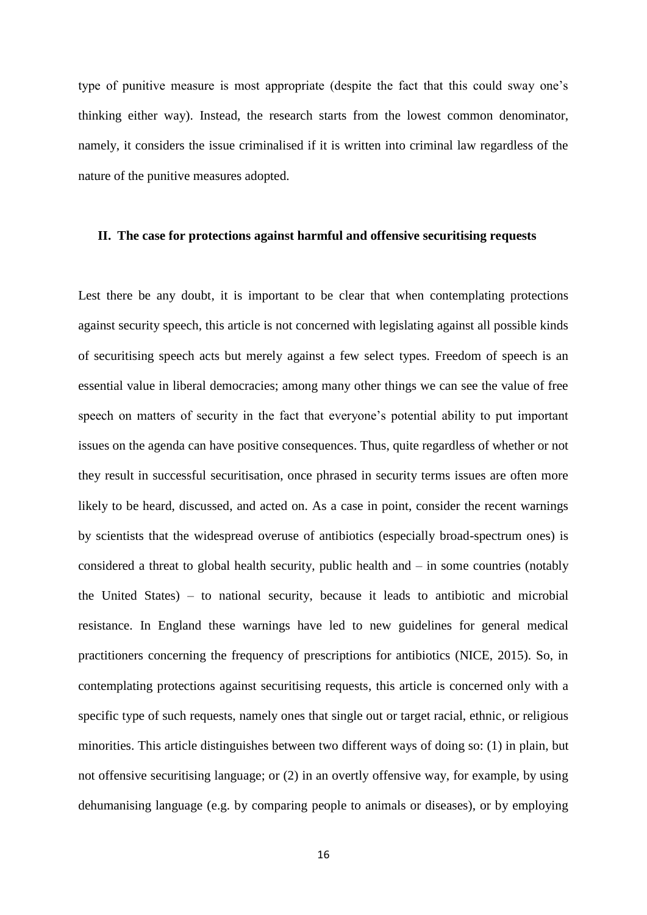type of punitive measure is most appropriate (despite the fact that this could sway one's thinking either way). Instead, the research starts from the lowest common denominator, namely, it considers the issue criminalised if it is written into criminal law regardless of the nature of the punitive measures adopted.

## II. The case for protections against harmful and offensive securitising requests

Lest there be any doubt, it is important to be clear that when contemplating protections against security speech, this article is not concerned with legislating against all possible kinds of securitising speech acts but merely against a few select types. Freedom of speech is an essential value in liberal democracies; among many other things we can see the value of free speech on matters of security in the fact that everyone's potential ability to put important issues on the agenda can have positive consequences. Thus, quite regardless of whether or not they result in successful securitisation, once phrased in security terms issues are often more likely to be heard, discussed, and acted on. As a case in point, consider the recent warnings by scientists that the widespread overuse of antibiotics (especially broad-spectrum ones) is considered a threat to global health security, public health and – in some countries (notably the United States) – to national security, because it leads to antibiotic and microbial resistance. In England these warnings have led to new guidelines for general medical practitioners concerning the frequency of prescriptions for antibiotics (NICE, 2015). So, in contemplating protections against securitising requests, this article is concerned only with a specific type of such requests, namely ones that single out or target racial, ethnic, or religious minorities. This article distinguishes between two different ways of doing so: (1) in plain, but not offensive securitising language; or (2) in an overtly offensive way, for example, by using dehumanising language (e.g. by comparing people to animals or diseases), or by employing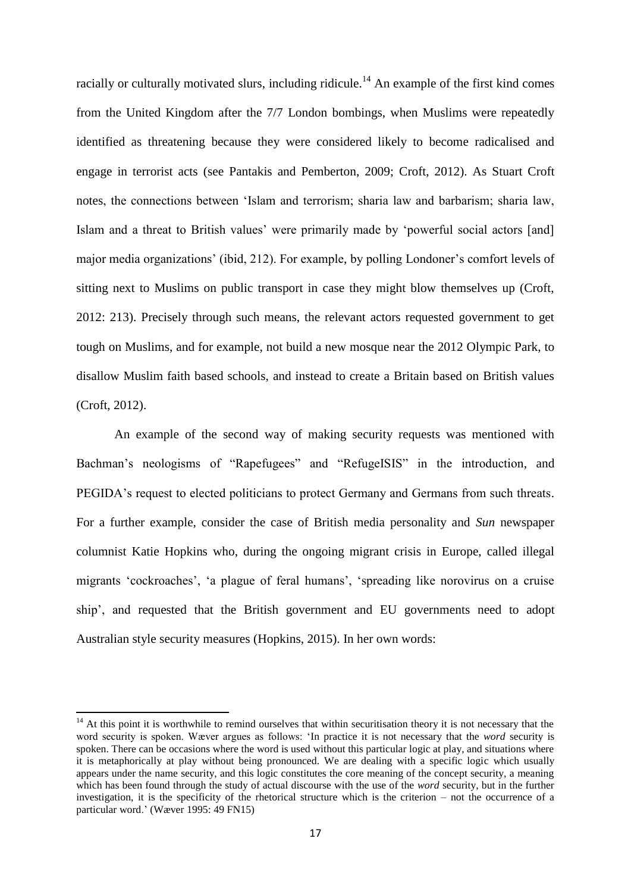racially or culturally motivated slurs, including ridicule.[14] An example of the first kind comes from the United Kingdom after the 7/7 London bombings, when Muslims were repeatedly identified as threatening because they were considered likely to become radicalised and engage in terrorist acts (see Pantakis and Pemberton, 2009; Croft, 2012). As Stuart Croft notes, the connections between 'Islam and terrorism; sharia law and barbarism; sharia law, Islam and a threat to British values' were primarily made by 'powerful social actors [and] major media organizations' (ibid, 212). For example, by polling Londoner's comfort levels of sitting next to Muslims on public transport in case they might blow themselves up (Croft, 2012: 213). Precisely through such means, the relevant actors requested government to get tough on Muslims, and for example, not build a new mosque near the 2012 Olympic Park, to disallow Muslim faith based schools, and instead to create a Britain based on British values (Croft, 2012).

An example of the second way of making security requests was mentioned with Bachman's neologisms of "Rapefugees" and "RefugeISIS" in the introduction, and PEGIDA's request to elected politicians to protect Germany and Germans from such threats. For a further example, consider the case of British media personality and *Sun* newspaper columnist Katie Hopkins who, during the ongoing migrant crisis in Europe, called illegal migrants 'cockroaches', 'a plague of feral humans', 'spreading like norovirus on a cruise ship', and requested that the British government and EU governments need to adopt Australian style security measures (Hopkins, 2015). In her own words:

[14] At this point it is worthwhile to remind ourselves that within securitisation theory it is not necessary that the word security is spoken. Wæver argues as follows: 'In practice it is not necessary that the *word* security is spoken. There can be occasions where the word is used without this particular logic at play, and situations where it is metaphorically at play without being pronounced. We are dealing with a specific logic which usually appears under the name security, and this logic constitutes the core meaning of the concept security, a meaning which has been found through the study of actual discourse with the use of the *word* security, but in the further investigation, it is the specificity of the rhetorical structure which is the criterion – not the occurrence of a particular word.' (Wæver 1995: 49 FN15)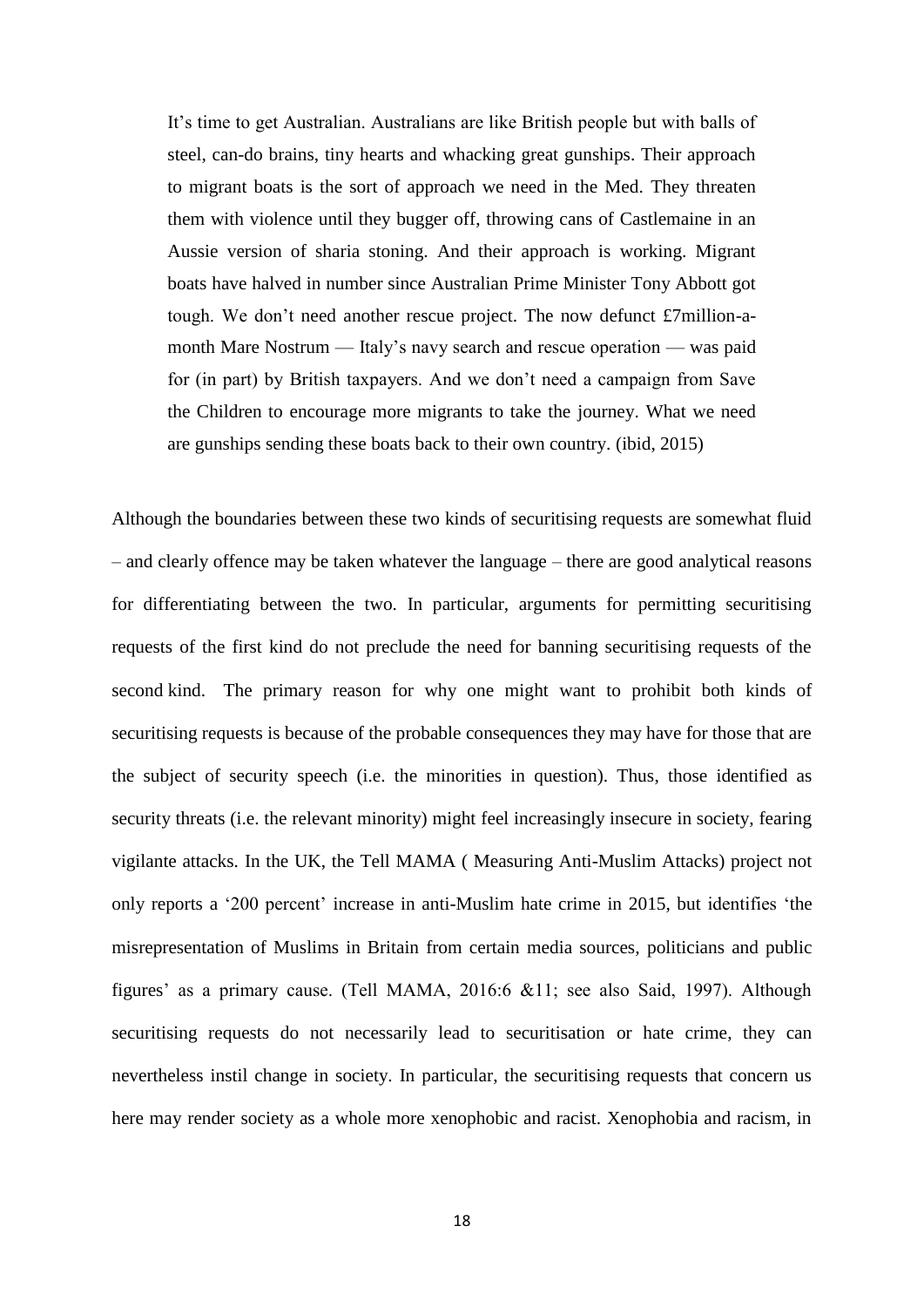> It's time to get Australian. Australians are like British people but with balls of steel, can-do brains, tiny hearts and whacking great gunships. Their approach to migrant boats is the sort of approach we need in the Med. They threaten them with violence until they bugger off, throwing cans of Castlemaine in an Aussie version of sharia stoning. And their approach is working. Migrant boats have halved in number since Australian Prime Minister Tony Abbott got tough. We don't need another rescue project. The now defunct £7million-a-month Mare Nostrum — Italy's navy search and rescue operation — was paid for (in part) by British taxpayers. And we don't need a campaign from Save the Children to encourage more migrants to take the journey. What we need are gunships sending these boats back to their own country. (ibid, 2015)

Although the boundaries between these two kinds of securitising requests are somewhat fluid – and clearly offence may be taken whatever the language – there are good analytical reasons for differentiating between the two. In particular, arguments for permitting securitising requests of the first kind do not preclude the need for banning securitising requests of the second kind. The primary reason for why one might want to prohibit both kinds of securitising requests is because of the probable consequences they may have for those that are the subject of security speech (i.e. the minorities in question). Thus, those identified as security threats (i.e. the relevant minority) might feel increasingly insecure in society, fearing vigilante attacks. In the UK, the Tell MAMA ( Measuring Anti-Muslim Attacks) project not only reports a '200 percent' increase in anti-Muslim hate crime in 2015, but identifies 'the misrepresentation of Muslims in Britain from certain media sources, politicians and public figures' as a primary cause. (Tell MAMA, 2016:6 &11; see also Said, 1997). Although securitising requests do not necessarily lead to securitisation or hate crime, they can nevertheless instil change in society. In particular, the securitising requests that concern us here may render society as a whole more xenophobic and racist. Xenophobia and racism, in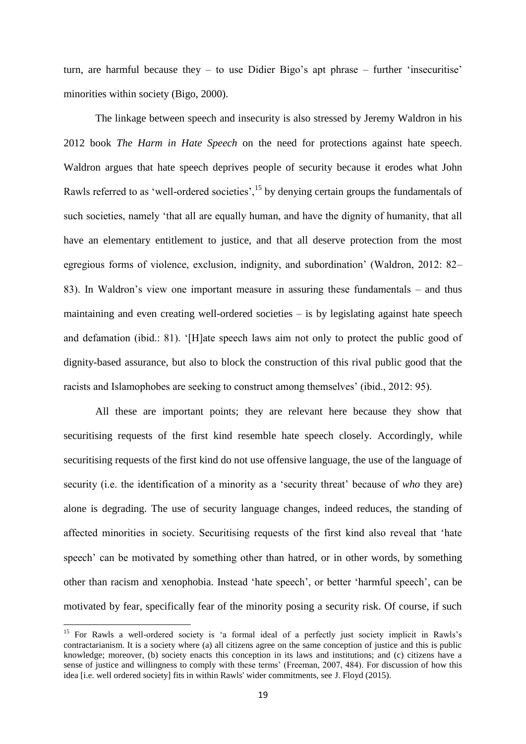turn, are harmful because they – to use Didier Bigo's apt phrase – further 'insecuritise' minorities within society (Bigo, 2000).

The linkage between speech and insecurity is also stressed by Jeremy Waldron in his 2012 book *The Harm in Hate Speech* on the need for protections against hate speech. Waldron argues that hate speech deprives people of security because it erodes what John Rawls referred to as 'well-ordered societies',[15] by denying certain groups the fundamentals of such societies, namely 'that all are equally human, and have the dignity of humanity, that all have an elementary entitlement to justice, and that all deserve protection from the most egregious forms of violence, exclusion, indignity, and subordination' (Waldron, 2012: 82–83). In Waldron's view one important measure in assuring these fundamentals – and thus maintaining and even creating well-ordered societies – is by legislating against hate speech and defamation (ibid.: 81). '[H]ate speech laws aim not only to protect the public good of dignity-based assurance, but also to block the construction of this rival public good that the racists and Islamophobes are seeking to construct among themselves' (ibid., 2012: 95).

All these are important points; they are relevant here because they show that securitising requests of the first kind resemble hate speech closely. Accordingly, while securitising requests of the first kind do not use offensive language, the use of the language of security (i.e. the identification of a minority as a 'security threat' because of *who* they are) alone is degrading. The use of security language changes, indeed reduces, the standing of affected minorities in society. Securitising requests of the first kind also reveal that 'hate speech' can be motivated by something other than hatred, or in other words, by something other than racism and xenophobia. Instead 'hate speech', or better 'harmful speech', can be motivated by fear, specifically fear of the minority posing a security risk. Of course, if such

---

[15] For Rawls a well-ordered society is 'a formal ideal of a perfectly just society implicit in Rawls's contractarianism. It is a society where (a) all citizens agree on the same conception of justice and this is public knowledge; moreover, (b) society enacts this conception in its laws and institutions; and (c) citizens have a sense of justice and willingness to comply with these terms' (Freeman, 2007, 484). For discussion of how this idea [i.e. well ordered society] fits in within Rawls' wider commitments, see J. Floyd (2015).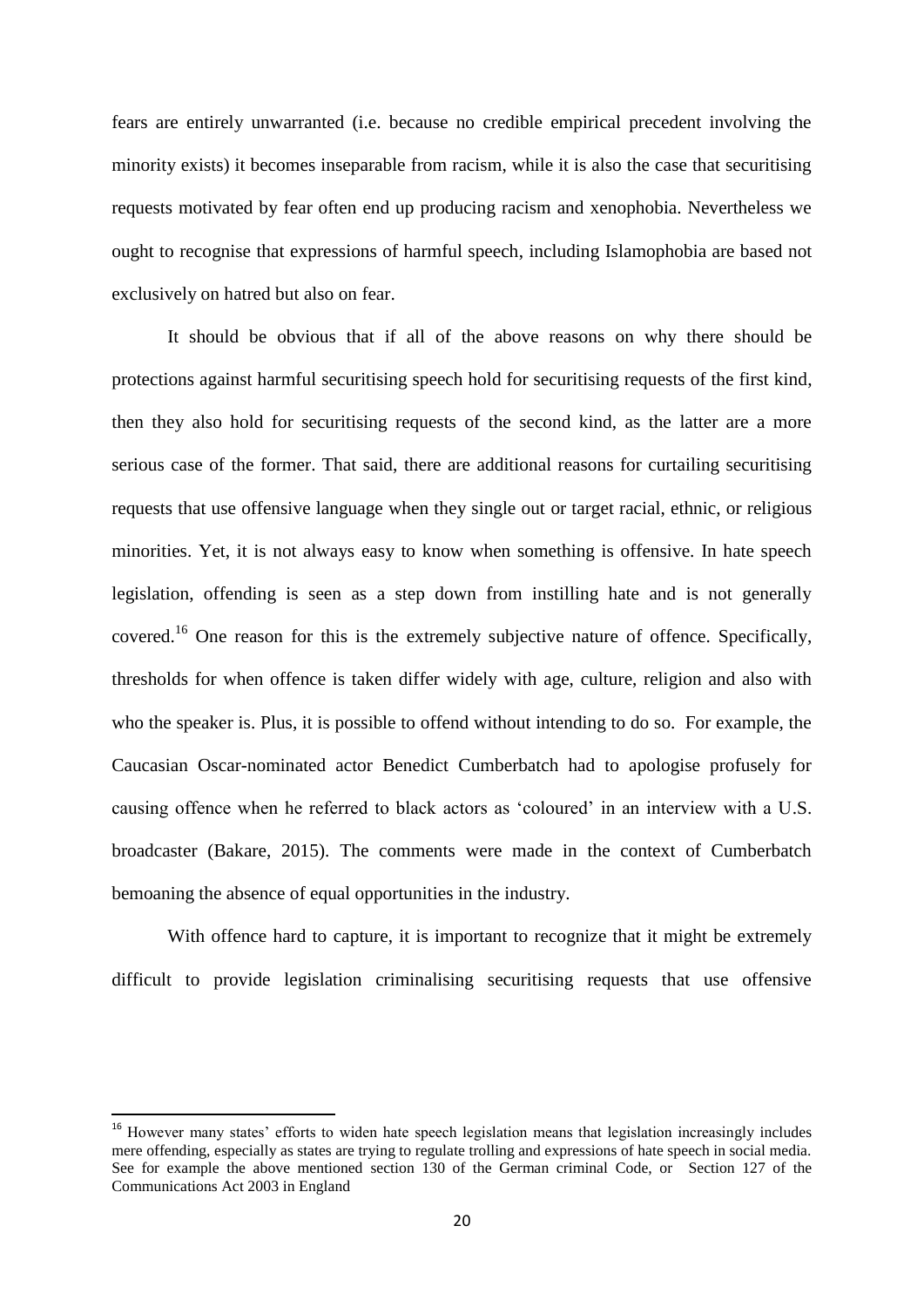fears are entirely unwarranted (i.e. because no credible empirical precedent involving the minority exists) it becomes inseparable from racism, while it is also the case that securitising requests motivated by fear often end up producing racism and xenophobia. Nevertheless we ought to recognise that expressions of harmful speech, including Islamophobia are based not exclusively on hatred but also on fear.

It should be obvious that if all of the above reasons on why there should be protections against harmful securitising speech hold for securitising requests of the first kind, then they also hold for securitising requests of the second kind, as the latter are a more serious case of the former. That said, there are additional reasons for curtailing securitising requests that use offensive language when they single out or target racial, ethnic, or religious minorities. Yet, it is not always easy to know when something is offensive. In hate speech legislation, offending is seen as a step down from instilling hate and is not generally covered.[16] One reason for this is the extremely subjective nature of offence. Specifically, thresholds for when offence is taken differ widely with age, culture, religion and also with who the speaker is. Plus, it is possible to offend without intending to do so. For example, the Caucasian Oscar-nominated actor Benedict Cumberbatch had to apologise profusely for causing offence when he referred to black actors as 'coloured' in an interview with a U.S. broadcaster (Bakare, 2015). The comments were made in the context of Cumberbatch bemoaning the absence of equal opportunities in the industry.

With offence hard to capture, it is important to recognize that it might be extremely difficult to provide legislation criminalising securitising requests that use offensive

[16] However many states' efforts to widen hate speech legislation means that legislation increasingly includes mere offending, especially as states are trying to regulate trolling and expressions of hate speech in social media. See for example the above mentioned section 130 of the German criminal Code, or Section 127 of the Communications Act 2003 in England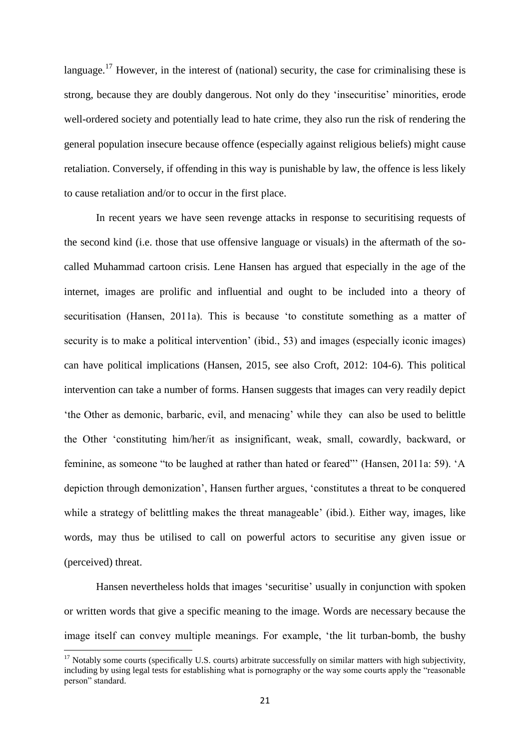language.[17] However, in the interest of (national) security, the case for criminalising these is strong, because they are doubly dangerous. Not only do they 'insecuritise' minorities, erode well-ordered society and potentially lead to hate crime, they also run the risk of rendering the general population insecure because offence (especially against religious beliefs) might cause retaliation. Conversely, if offending in this way is punishable by law, the offence is less likely to cause retaliation and/or to occur in the first place.

In recent years we have seen revenge attacks in response to securitising requests of the second kind (i.e. those that use offensive language or visuals) in the aftermath of the so-called Muhammad cartoon crisis. Lene Hansen has argued that especially in the age of the internet, images are prolific and influential and ought to be included into a theory of securitisation (Hansen, 2011a). This is because 'to constitute something as a matter of security is to make a political intervention' (ibid., 53) and images (especially iconic images) can have political implications (Hansen, 2015, see also Croft, 2012: 104-6). This political intervention can take a number of forms. Hansen suggests that images can very readily depict 'the Other as demonic, barbaric, evil, and menacing' while they can also be used to belittle the Other 'constituting him/her/it as insignificant, weak, small, cowardly, backward, or feminine, as someone "to be laughed at rather than hated or feared"' (Hansen, 2011a: 59). 'A depiction through demonization', Hansen further argues, 'constitutes a threat to be conquered while a strategy of belittling makes the threat manageable' (ibid.). Either way, images, like words, may thus be utilised to call on powerful actors to securitise any given issue or (perceived) threat.

Hansen nevertheless holds that images 'securitise' usually in conjunction with spoken or written words that give a specific meaning to the image. Words are necessary because the image itself can convey multiple meanings. For example, 'the lit turban-bomb, the bushy

[17] Notably some courts (specifically U.S. courts) arbitrate successfully on similar matters with high subjectivity, including by using legal tests for establishing what is pornography or the way some courts apply the "reasonable person" standard.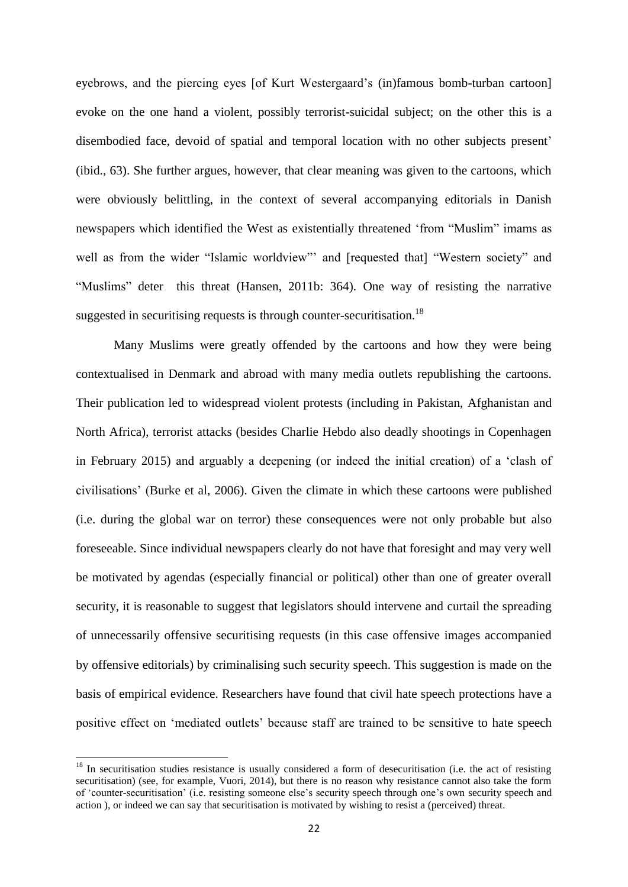eyebrows, and the piercing eyes [of Kurt Westergaard's (in)famous bomb-turban cartoon] evoke on the one hand a violent, possibly terrorist-suicidal subject; on the other this is a disembodied face, devoid of spatial and temporal location with no other subjects present' (ibid., 63). She further argues, however, that clear meaning was given to the cartoons, which were obviously belittling, in the context of several accompanying editorials in Danish newspapers which identified the West as existentially threatened 'from "Muslim" imams as well as from the wider "Islamic worldview"' and [requested that] "Western society" and "Muslims" deter this threat (Hansen, 2011b: 364). One way of resisting the narrative suggested in securitising requests is through counter-securitisation.[18]

Many Muslims were greatly offended by the cartoons and how they were being contextualised in Denmark and abroad with many media outlets republishing the cartoons. Their publication led to widespread violent protests (including in Pakistan, Afghanistan and North Africa), terrorist attacks (besides Charlie Hebdo also deadly shootings in Copenhagen in February 2015) and arguably a deepening (or indeed the initial creation) of a 'clash of civilisations' (Burke et al, 2006). Given the climate in which these cartoons were published (i.e. during the global war on terror) these consequences were not only probable but also foreseeable. Since individual newspapers clearly do not have that foresight and may very well be motivated by agendas (especially financial or political) other than one of greater overall security, it is reasonable to suggest that legislators should intervene and curtail the spreading of unnecessarily offensive securitising requests (in this case offensive images accompanied by offensive editorials) by criminalising such security speech. This suggestion is made on the basis of empirical evidence. Researchers have found that civil hate speech protections have a positive effect on 'mediated outlets' because staff are trained to be sensitive to hate speech

[18] In securitisation studies resistance is usually considered a form of desecuritisation (i.e. the act of resisting securitisation) (see, for example, Vuori, 2014), but there is no reason why resistance cannot also take the form of 'counter-securitisation' (i.e. resisting someone else's security speech through one's own security speech and action ), or indeed we can say that securitisation is motivated by wishing to resist a (perceived) threat.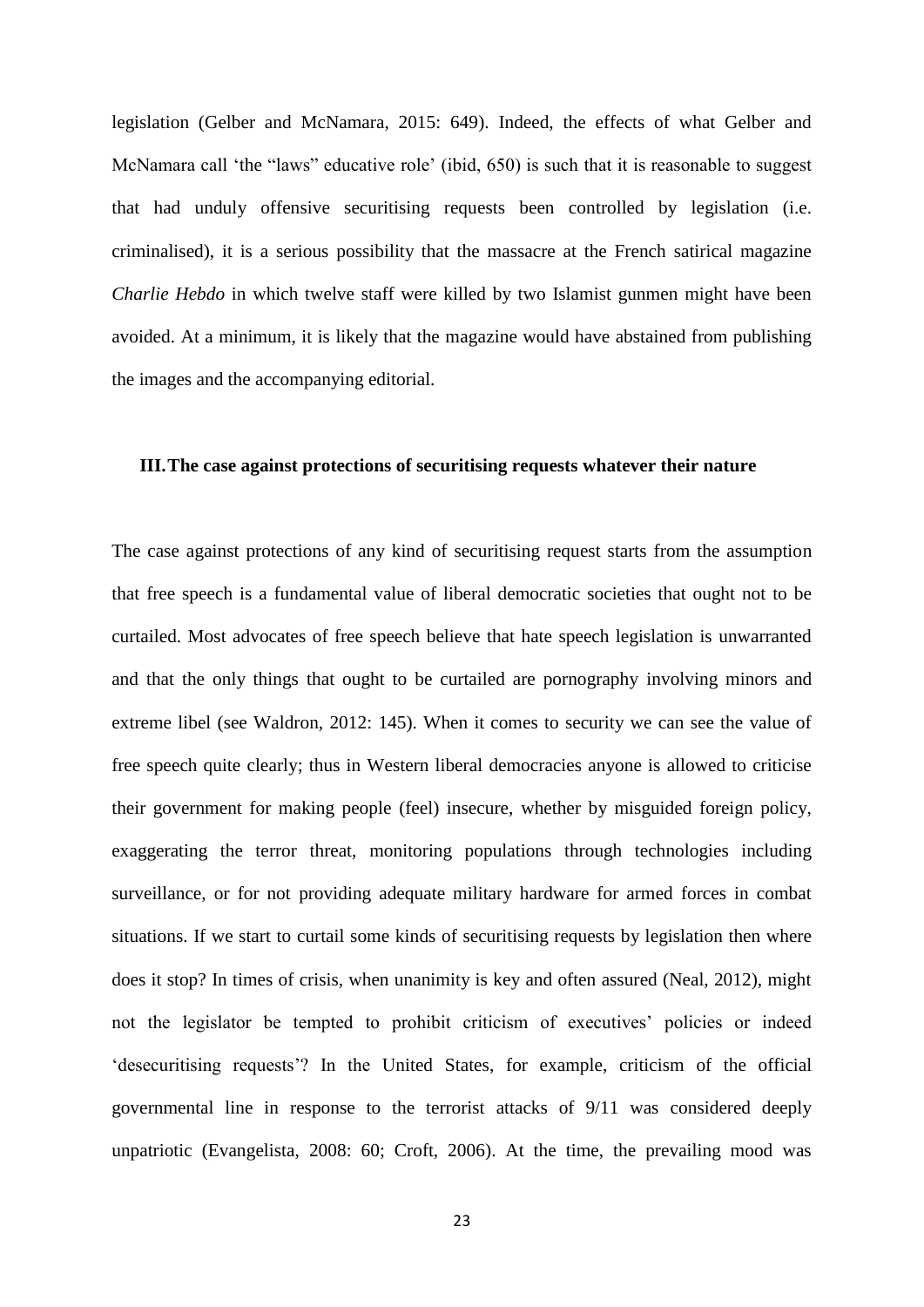legislation (Gelber and McNamara, 2015: 649). Indeed, the effects of what Gelber and McNamara call 'the "laws" educative role' (ibid, 650) is such that it is reasonable to suggest that had unduly offensive securitising requests been controlled by legislation (i.e. criminalised), it is a serious possibility that the massacre at the French satirical magazine *Charlie Hebdo* in which twelve staff were killed by two Islamist gunmen might have been avoided. At a minimum, it is likely that the magazine would have abstained from publishing the images and the accompanying editorial.

## III. The case against protections of securitising requests whatever their nature

The case against protections of any kind of securitising request starts from the assumption that free speech is a fundamental value of liberal democratic societies that ought not to be curtailed. Most advocates of free speech believe that hate speech legislation is unwarranted and that the only things that ought to be curtailed are pornography involving minors and extreme libel (see Waldron, 2012: 145). When it comes to security we can see the value of free speech quite clearly; thus in Western liberal democracies anyone is allowed to criticise their government for making people (feel) insecure, whether by misguided foreign policy, exaggerating the terror threat, monitoring populations through technologies including surveillance, or for not providing adequate military hardware for armed forces in combat situations. If we start to curtail some kinds of securitising requests by legislation then where does it stop? In times of crisis, when unanimity is key and often assured (Neal, 2012), might not the legislator be tempted to prohibit criticism of executives' policies or indeed 'desecuritising requests'? In the United States, for example, criticism of the official governmental line in response to the terrorist attacks of 9/11 was considered deeply unpatriotic (Evangelista, 2008: 60; Croft, 2006). At the time, the prevailing mood was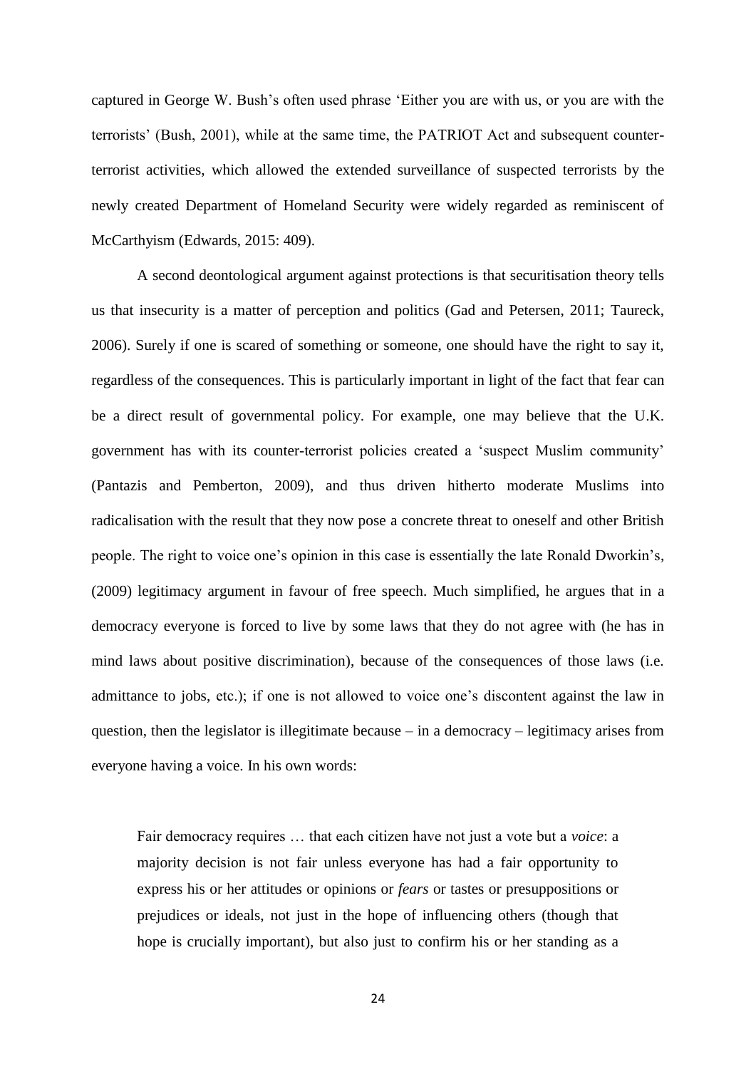captured in George W. Bush's often used phrase 'Either you are with us, or you are with the terrorists' (Bush, 2001), while at the same time, the PATRIOT Act and subsequent counter-terrorist activities, which allowed the extended surveillance of suspected terrorists by the newly created Department of Homeland Security were widely regarded as reminiscent of McCarthyism (Edwards, 2015: 409).

A second deontological argument against protections is that securitisation theory tells us that insecurity is a matter of perception and politics (Gad and Petersen, 2011; Taureck, 2006). Surely if one is scared of something or someone, one should have the right to say it, regardless of the consequences. This is particularly important in light of the fact that fear can be a direct result of governmental policy. For example, one may believe that the U.K. government has with its counter-terrorist policies created a 'suspect Muslim community' (Pantazis and Pemberton, 2009), and thus driven hitherto moderate Muslims into radicalisation with the result that they now pose a concrete threat to oneself and other British people. The right to voice one's opinion in this case is essentially the late Ronald Dworkin's, (2009) legitimacy argument in favour of free speech. Much simplified, he argues that in a democracy everyone is forced to live by some laws that they do not agree with (he has in mind laws about positive discrimination), because of the consequences of those laws (i.e. admittance to jobs, etc.); if one is not allowed to voice one's discontent against the law in question, then the legislator is illegitimate because – in a democracy – legitimacy arises from everyone having a voice. In his own words:

> Fair democracy requires … that each citizen have not just a vote but a *voice*: a majority decision is not fair unless everyone has had a fair opportunity to express his or her attitudes or opinions or *fears* or tastes or presuppositions or prejudices or ideals, not just in the hope of influencing others (though that hope is crucially important), but also just to confirm his or her standing as a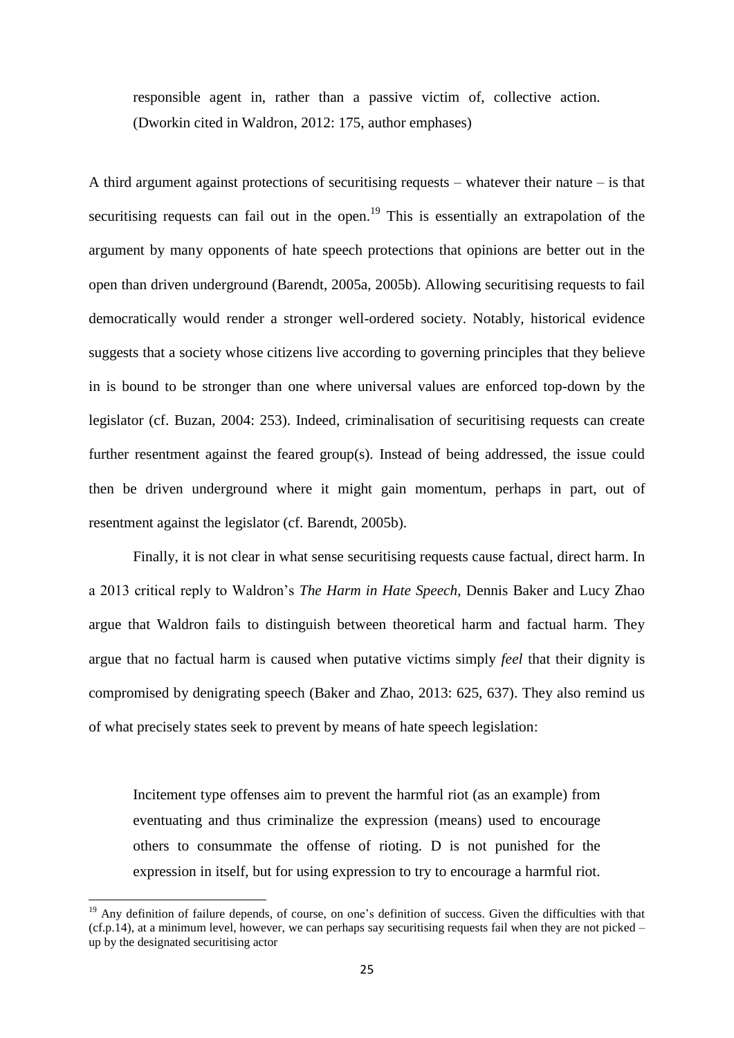> responsible agent in, rather than a passive victim of, collective action. (Dworkin cited in Waldron, 2012: 175, author emphases)

A third argument against protections of securitising requests – whatever their nature – is that securitising requests can fail out in the open.[19] This is essentially an extrapolation of the argument by many opponents of hate speech protections that opinions are better out in the open than driven underground (Barendt, 2005a, 2005b). Allowing securitising requests to fail democratically would render a stronger well-ordered society. Notably, historical evidence suggests that a society whose citizens live according to governing principles that they believe in is bound to be stronger than one where universal values are enforced top-down by the legislator (cf. Buzan, 2004: 253). Indeed, criminalisation of securitising requests can create further resentment against the feared group(s). Instead of being addressed, the issue could then be driven underground where it might gain momentum, perhaps in part, out of resentment against the legislator (cf. Barendt, 2005b).

Finally, it is not clear in what sense securitising requests cause factual, direct harm. In a 2013 critical reply to Waldron's *The Harm in Hate Speech*, Dennis Baker and Lucy Zhao argue that Waldron fails to distinguish between theoretical harm and factual harm. They argue that no factual harm is caused when putative victims simply *feel* that their dignity is compromised by denigrating speech (Baker and Zhao, 2013: 625, 637). They also remind us of what precisely states seek to prevent by means of hate speech legislation:

> Incitement type offenses aim to prevent the harmful riot (as an example) from eventuating and thus criminalize the expression (means) used to encourage others to consummate the offense of rioting. D is not punished for the expression in itself, but for using expression to try to encourage a harmful riot.

[19] Any definition of failure depends, of course, on one's definition of success. Given the difficulties with that (cf.p.14), at a minimum level, however, we can perhaps say securitising requests fail when they are not picked – up by the designated securitising actor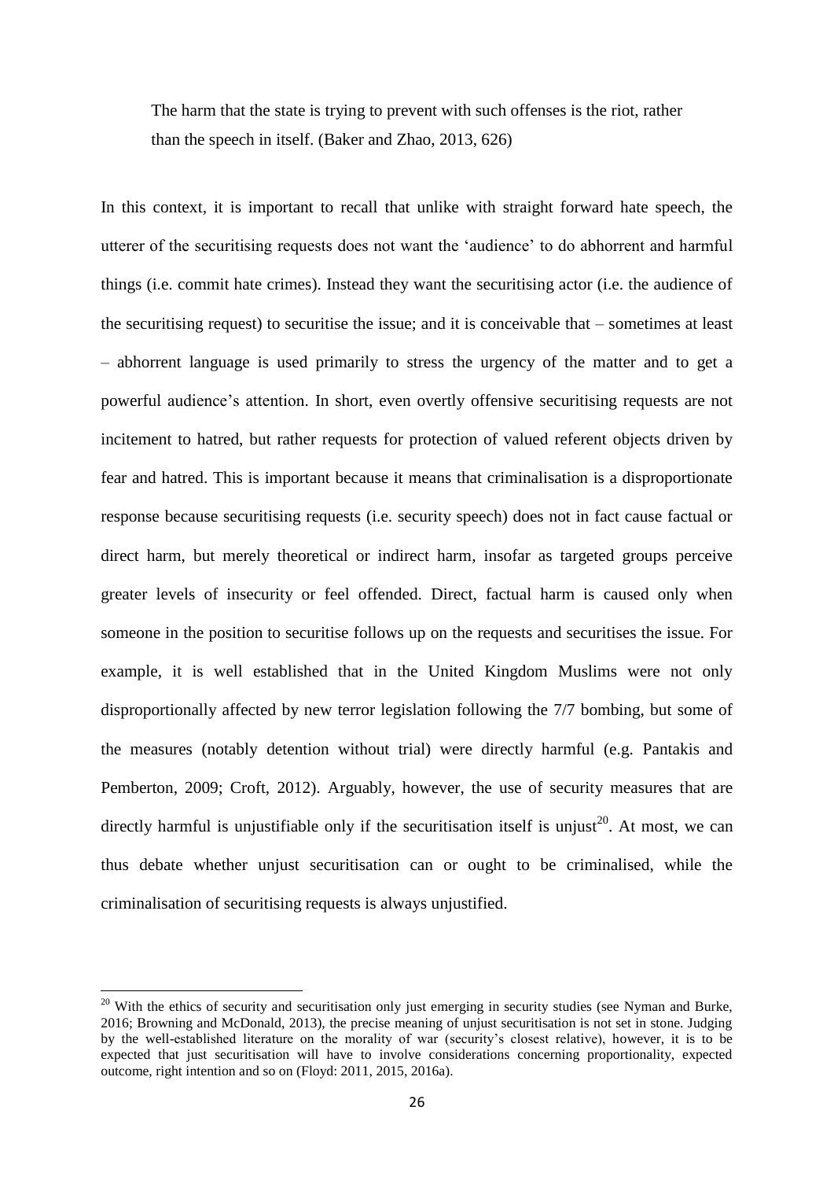> The harm that the state is trying to prevent with such offenses is the riot, rather than the speech in itself. (Baker and Zhao, 2013, 626)

In this context, it is important to recall that unlike with straight forward hate speech, the utterer of the securitising requests does not want the 'audience' to do abhorrent and harmful things (i.e. commit hate crimes). Instead they want the securitising actor (i.e. the audience of the securitising request) to securitise the issue; and it is conceivable that – sometimes at least – abhorrent language is used primarily to stress the urgency of the matter and to get a powerful audience's attention. In short, even overtly offensive securitising requests are not incitement to hatred, but rather requests for protection of valued referent objects driven by fear and hatred. This is important because it means that criminalisation is a disproportionate response because securitising requests (i.e. security speech) does not in fact cause factual or direct harm, but merely theoretical or indirect harm, insofar as targeted groups perceive greater levels of insecurity or feel offended. Direct, factual harm is caused only when someone in the position to securitise follows up on the requests and securitises the issue. For example, it is well established that in the United Kingdom Muslims were not only disproportionally affected by new terror legislation following the 7/7 bombing, but some of the measures (notably detention without trial) were directly harmful (e.g. Pantakis and Pemberton, 2009; Croft, 2012). Arguably, however, the use of security measures that are directly harmful is unjustifiable only if the securitisation itself is unjust[20]. At most, we can thus debate whether unjust securitisation can or ought to be criminalised, while the criminalisation of securitising requests is always unjustified.

[20] With the ethics of security and securitisation only just emerging in security studies (see Nyman and Burke, 2016; Browning and McDonald, 2013), the precise meaning of unjust securitisation is not set in stone. Judging by the well-established literature on the morality of war (security's closest relative), however, it is to be expected that just securitisation will have to involve considerations concerning proportionality, expected outcome, right intention and so on (Floyd: 2011, 2015, 2016a).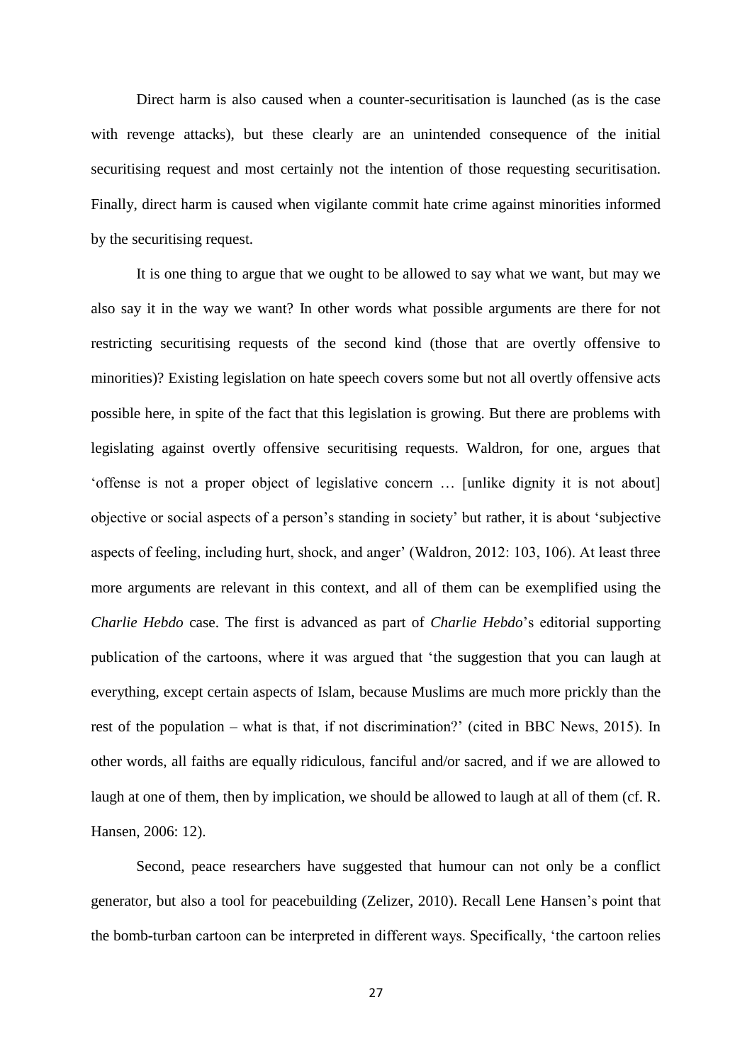Direct harm is also caused when a counter-securitisation is launched (as is the case with revenge attacks), but these clearly are an unintended consequence of the initial securitising request and most certainly not the intention of those requesting securitisation. Finally, direct harm is caused when vigilante commit hate crime against minorities informed by the securitising request.

It is one thing to argue that we ought to be allowed to say what we want, but may we also say it in the way we want? In other words what possible arguments are there for not restricting securitising requests of the second kind (those that are overtly offensive to minorities)? Existing legislation on hate speech covers some but not all overtly offensive acts possible here, in spite of the fact that this legislation is growing. But there are problems with legislating against overtly offensive securitising requests. Waldron, for one, argues that 'offense is not a proper object of legislative concern … [unlike dignity it is not about] objective or social aspects of a person's standing in society' but rather, it is about 'subjective aspects of feeling, including hurt, shock, and anger' (Waldron, 2012: 103, 106). At least three more arguments are relevant in this context, and all of them can be exemplified using the *Charlie Hebdo* case. The first is advanced as part of *Charlie Hebdo*'s editorial supporting publication of the cartoons, where it was argued that 'the suggestion that you can laugh at everything, except certain aspects of Islam, because Muslims are much more prickly than the rest of the population – what is that, if not discrimination?' (cited in BBC News, 2015). In other words, all faiths are equally ridiculous, fanciful and/or sacred, and if we are allowed to laugh at one of them, then by implication, we should be allowed to laugh at all of them (cf. R. Hansen, 2006: 12).

Second, peace researchers have suggested that humour can not only be a conflict generator, but also a tool for peacebuilding (Zelizer, 2010). Recall Lene Hansen's point that the bomb-turban cartoon can be interpreted in different ways. Specifically, 'the cartoon relies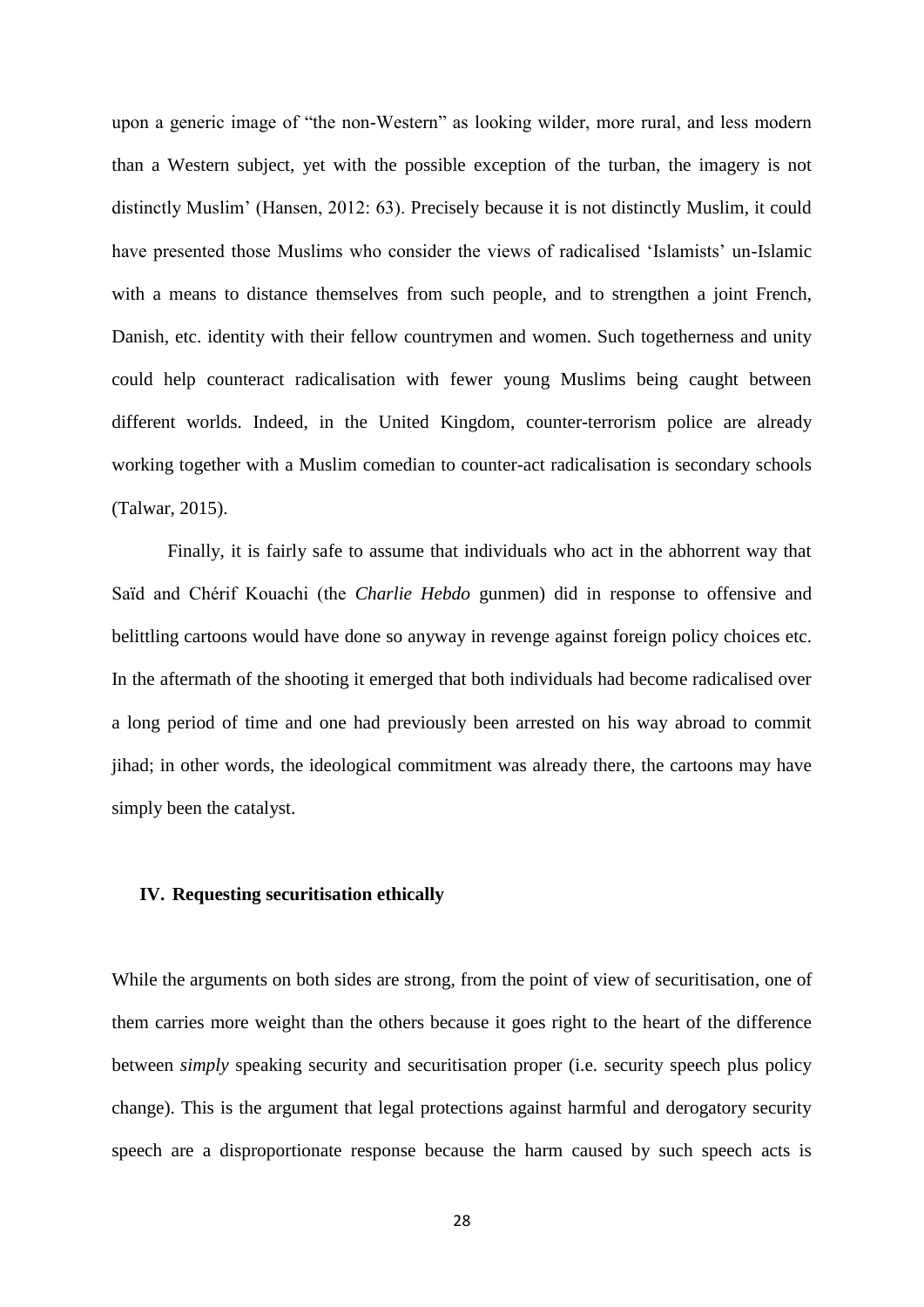upon a generic image of "the non-Western" as looking wilder, more rural, and less modern than a Western subject, yet with the possible exception of the turban, the imagery is not distinctly Muslim' (Hansen, 2012: 63). Precisely because it is not distinctly Muslim, it could have presented those Muslims who consider the views of radicalised 'Islamists' un-Islamic with a means to distance themselves from such people, and to strengthen a joint French, Danish, etc. identity with their fellow countrymen and women. Such togetherness and unity could help counteract radicalisation with fewer young Muslims being caught between different worlds. Indeed, in the United Kingdom, counter-terrorism police are already working together with a Muslim comedian to counter-act radicalisation is secondary schools (Talwar, 2015).

Finally, it is fairly safe to assume that individuals who act in the abhorrent way that Saïd and Chérif Kouachi (the *Charlie Hebdo* gunmen) did in response to offensive and belittling cartoons would have done so anyway in revenge against foreign policy choices etc. In the aftermath of the shooting it emerged that both individuals had become radicalised over a long period of time and one had previously been arrested on his way abroad to commit jihad; in other words, the ideological commitment was already there, the cartoons may have simply been the catalyst.

## IV. Requesting securitisation ethically

While the arguments on both sides are strong, from the point of view of securitisation, one of them carries more weight than the others because it goes right to the heart of the difference between *simply* speaking security and securitisation proper (i.e. security speech plus policy change). This is the argument that legal protections against harmful and derogatory security speech are a disproportionate response because the harm caused by such speech acts is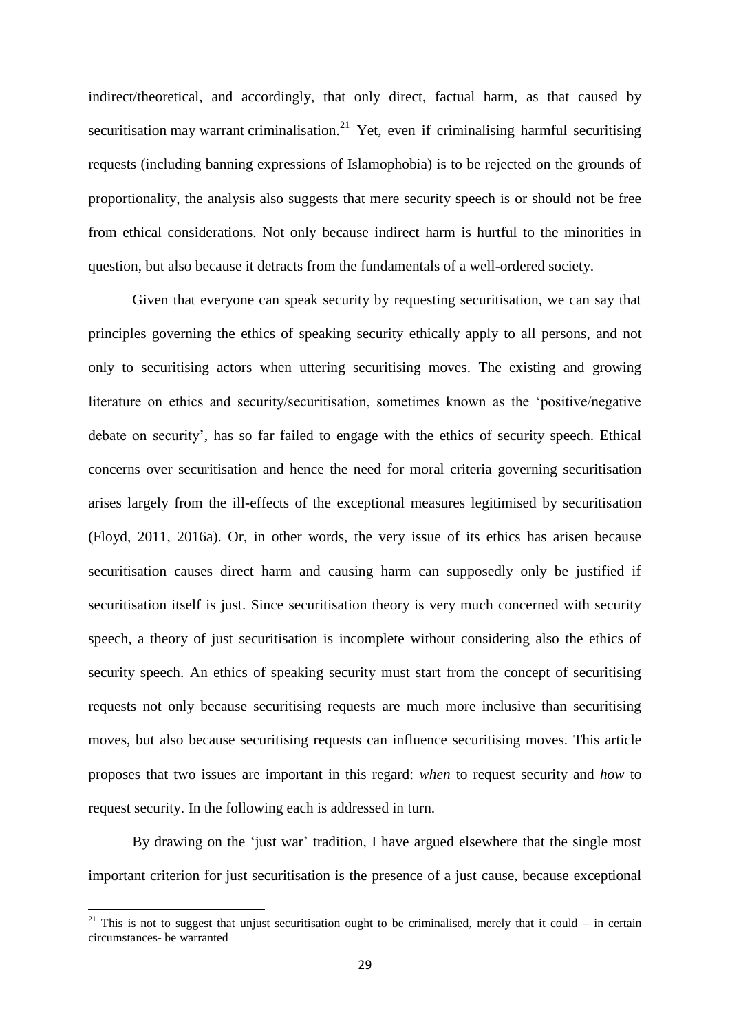indirect/theoretical, and accordingly, that only direct, factual harm, as that caused by securitisation may warrant criminalisation.[21] Yet, even if criminalising harmful securitising requests (including banning expressions of Islamophobia) is to be rejected on the grounds of proportionality, the analysis also suggests that mere security speech is or should not be free from ethical considerations. Not only because indirect harm is hurtful to the minorities in question, but also because it detracts from the fundamentals of a well-ordered society.

Given that everyone can speak security by requesting securitisation, we can say that principles governing the ethics of speaking security ethically apply to all persons, and not only to securitising actors when uttering securitising moves. The existing and growing literature on ethics and security/securitisation, sometimes known as the 'positive/negative debate on security', has so far failed to engage with the ethics of security speech. Ethical concerns over securitisation and hence the need for moral criteria governing securitisation arises largely from the ill-effects of the exceptional measures legitimised by securitisation (Floyd, 2011, 2016a). Or, in other words, the very issue of its ethics has arisen because securitisation causes direct harm and causing harm can supposedly only be justified if securitisation itself is just. Since securitisation theory is very much concerned with security speech, a theory of just securitisation is incomplete without considering also the ethics of security speech. An ethics of speaking security must start from the concept of securitising requests not only because securitising requests are much more inclusive than securitising moves, but also because securitising requests can influence securitising moves. This article proposes that two issues are important in this regard: *when* to request security and *how* to request security. In the following each is addressed in turn.

By drawing on the 'just war' tradition, I have argued elsewhere that the single most important criterion for just securitisation is the presence of a just cause, because exceptional

[21] This is not to suggest that unjust securitisation ought to be criminalised, merely that it could – in certain circumstances- be warranted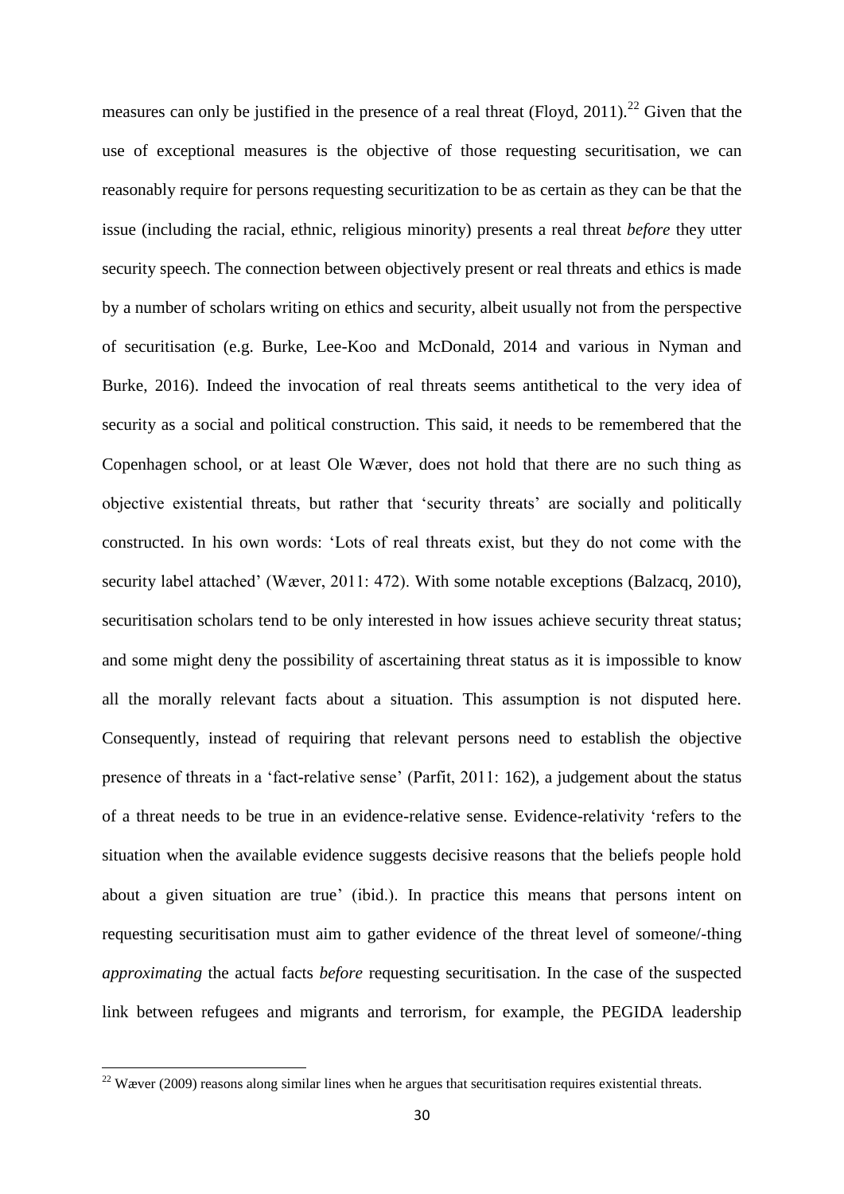measures can only be justified in the presence of a real threat (Floyd, 2011).[22] Given that the use of exceptional measures is the objective of those requesting securitisation, we can reasonably require for persons requesting securitization to be as certain as they can be that the issue (including the racial, ethnic, religious minority) presents a real threat *before* they utter security speech. The connection between objectively present or real threats and ethics is made by a number of scholars writing on ethics and security, albeit usually not from the perspective of securitisation (e.g. Burke, Lee-Koo and McDonald, 2014 and various in Nyman and Burke, 2016). Indeed the invocation of real threats seems antithetical to the very idea of security as a social and political construction. This said, it needs to be remembered that the Copenhagen school, or at least Ole Wæver, does not hold that there are no such thing as objective existential threats, but rather that 'security threats' are socially and politically constructed. In his own words: 'Lots of real threats exist, but they do not come with the security label attached' (Wæver, 2011: 472). With some notable exceptions (Balzacq, 2010), securitisation scholars tend to be only interested in how issues achieve security threat status; and some might deny the possibility of ascertaining threat status as it is impossible to know all the morally relevant facts about a situation. This assumption is not disputed here. Consequently, instead of requiring that relevant persons need to establish the objective presence of threats in a 'fact-relative sense' (Parfit, 2011: 162), a judgement about the status of a threat needs to be true in an evidence-relative sense. Evidence-relativity 'refers to the situation when the available evidence suggests decisive reasons that the beliefs people hold about a given situation are true' (ibid.). In practice this means that persons intent on requesting securitisation must aim to gather evidence of the threat level of someone/-thing *approximating* the actual facts *before* requesting securitisation. In the case of the suspected link between refugees and migrants and terrorism, for example, the PEGIDA leadership

[22] Wæver (2009) reasons along similar lines when he argues that securitisation requires existential threats.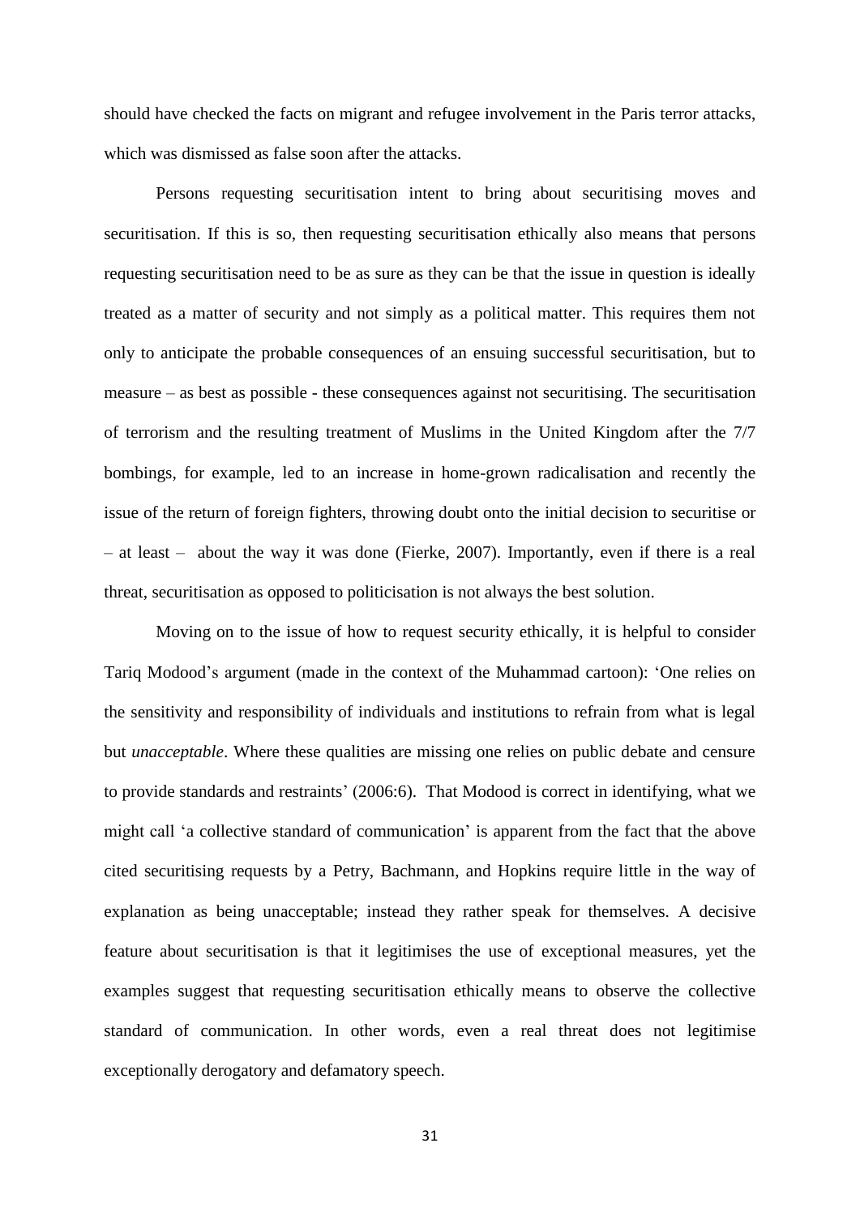should have checked the facts on migrant and refugee involvement in the Paris terror attacks, which was dismissed as false soon after the attacks.

Persons requesting securitisation intent to bring about securitising moves and securitisation. If this is so, then requesting securitisation ethically also means that persons requesting securitisation need to be as sure as they can be that the issue in question is ideally treated as a matter of security and not simply as a political matter. This requires them not only to anticipate the probable consequences of an ensuing successful securitisation, but to measure – as best as possible - these consequences against not securitising. The securitisation of terrorism and the resulting treatment of Muslims in the United Kingdom after the 7/7 bombings, for example, led to an increase in home-grown radicalisation and recently the issue of the return of foreign fighters, throwing doubt onto the initial decision to securitise or – at least – about the way it was done (Fierke, 2007). Importantly, even if there is a real threat, securitisation as opposed to politicisation is not always the best solution.

Moving on to the issue of how to request security ethically, it is helpful to consider Tariq Modood's argument (made in the context of the Muhammad cartoon): 'One relies on the sensitivity and responsibility of individuals and institutions to refrain from what is legal but *unacceptable*. Where these qualities are missing one relies on public debate and censure to provide standards and restraints' (2006:6). That Modood is correct in identifying, what we might call 'a collective standard of communication' is apparent from the fact that the above cited securitising requests by a Petry, Bachmann, and Hopkins require little in the way of explanation as being unacceptable; instead they rather speak for themselves. A decisive feature about securitisation is that it legitimises the use of exceptional measures, yet the examples suggest that requesting securitisation ethically means to observe the collective standard of communication. In other words, even a real threat does not legitimise exceptionally derogatory and defamatory speech.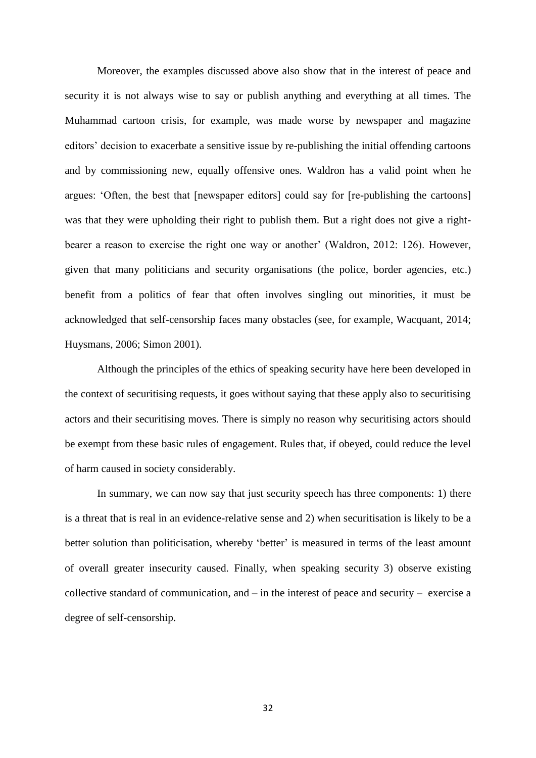Moreover, the examples discussed above also show that in the interest of peace and security it is not always wise to say or publish anything and everything at all times. The Muhammad cartoon crisis, for example, was made worse by newspaper and magazine editors' decision to exacerbate a sensitive issue by re-publishing the initial offending cartoons and by commissioning new, equally offensive ones. Waldron has a valid point when he argues: 'Often, the best that [newspaper editors] could say for [re-publishing the cartoons] was that they were upholding their right to publish them. But a right does not give a right-bearer a reason to exercise the right one way or another' (Waldron, 2012: 126). However, given that many politicians and security organisations (the police, border agencies, etc.) benefit from a politics of fear that often involves singling out minorities, it must be acknowledged that self-censorship faces many obstacles (see, for example, Wacquant, 2014; Huysmans, 2006; Simon 2001).

Although the principles of the ethics of speaking security have here been developed in the context of securitising requests, it goes without saying that these apply also to securitising actors and their securitising moves. There is simply no reason why securitising actors should be exempt from these basic rules of engagement. Rules that, if obeyed, could reduce the level of harm caused in society considerably.

In summary, we can now say that just security speech has three components: 1) there is a threat that is real in an evidence-relative sense and 2) when securitisation is likely to be a better solution than politicisation, whereby 'better' is measured in terms of the least amount of overall greater insecurity caused. Finally, when speaking security 3) observe existing collective standard of communication, and – in the interest of peace and security – exercise a degree of self-censorship.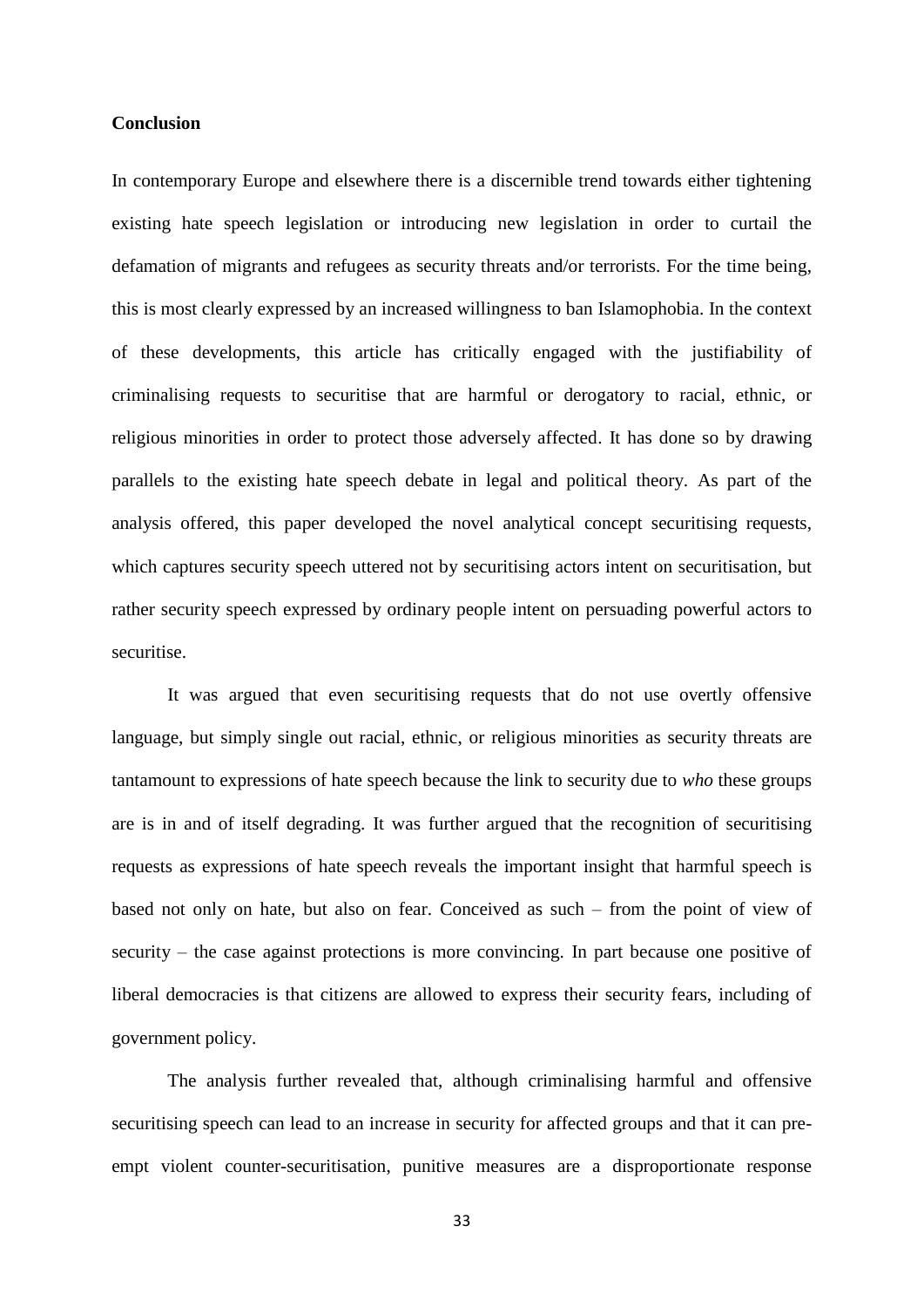**Conclusion**

In contemporary Europe and elsewhere there is a discernible trend towards either tightening existing hate speech legislation or introducing new legislation in order to curtail the defamation of migrants and refugees as security threats and/or terrorists. For the time being, this is most clearly expressed by an increased willingness to ban Islamophobia. In the context of these developments, this article has critically engaged with the justifiability of criminalising requests to securitise that are harmful or derogatory to racial, ethnic, or religious minorities in order to protect those adversely affected. It has done so by drawing parallels to the existing hate speech debate in legal and political theory. As part of the analysis offered, this paper developed the novel analytical concept securitising requests, which captures security speech uttered not by securitising actors intent on securitisation, but rather security speech expressed by ordinary people intent on persuading powerful actors to securitise.

It was argued that even securitising requests that do not use overtly offensive language, but simply single out racial, ethnic, or religious minorities as security threats are tantamount to expressions of hate speech because the link to security due to *who* these groups are is in and of itself degrading. It was further argued that the recognition of securitising requests as expressions of hate speech reveals the important insight that harmful speech is based not only on hate, but also on fear. Conceived as such – from the point of view of security – the case against protections is more convincing. In part because one positive of liberal democracies is that citizens are allowed to express their security fears, including of government policy.

The analysis further revealed that, although criminalising harmful and offensive securitising speech can lead to an increase in security for affected groups and that it can pre-empt violent counter-securitisation, punitive measures are a disproportionate response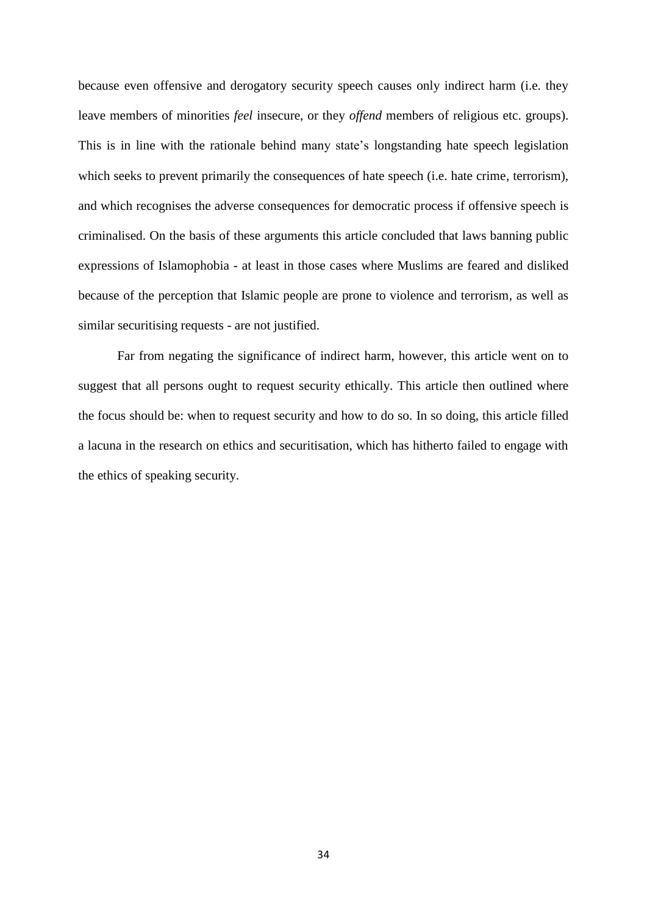because even offensive and derogatory security speech causes only indirect harm (i.e. they leave members of minorities *feel* insecure, or they *offend* members of religious etc. groups). This is in line with the rationale behind many state's longstanding hate speech legislation which seeks to prevent primarily the consequences of hate speech (i.e. hate crime, terrorism), and which recognises the adverse consequences for democratic process if offensive speech is criminalised. On the basis of these arguments this article concluded that laws banning public expressions of Islamophobia - at least in those cases where Muslims are feared and disliked because of the perception that Islamic people are prone to violence and terrorism, as well as similar securitising requests - are not justified.

Far from negating the significance of indirect harm, however, this article went on to suggest that all persons ought to request security ethically. This article then outlined where the focus should be: when to request security and how to do so. In so doing, this article filled a lacuna in the research on ethics and securitisation, which has hitherto failed to engage with the ethics of speaking security.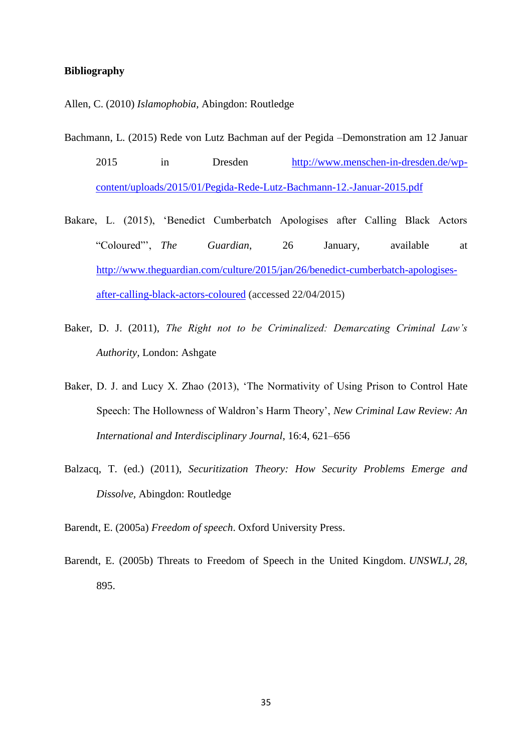**Bibliography**

Allen, C. (2010) *Islamophobia*, Abingdon: Routledge

Bachmann, L. (2015) Rede von Lutz Bachman auf der Pegida –Demonstration am 12 Januar 2015 in Dresden http://www.menschen-in-dresden.de/wp-content/uploads/2015/01/Pegida-Rede-Lutz-Bachmann-12.-Januar-2015.pdf

Bakare, L. (2015), 'Benedict Cumberbatch Apologises after Calling Black Actors "Coloured"', *The Guardian*, 26 January, available at http://www.theguardian.com/culture/2015/jan/26/benedict-cumberbatch-apologises-after-calling-black-actors-coloured (accessed 22/04/2015)

Baker, D. J. (2011), *The Right not to be Criminalized: Demarcating Criminal Law's Authority*, London: Ashgate

Baker, D. J. and Lucy X. Zhao (2013), 'The Normativity of Using Prison to Control Hate Speech: The Hollowness of Waldron's Harm Theory', *New Criminal Law Review: An International and Interdisciplinary Journal*, 16:4, 621–656

Balzacq, T. (ed.) (2011), *Securitization Theory: How Security Problems Emerge and Dissolve*, Abingdon: Routledge

Barendt, E. (2005a) *Freedom of speech*. Oxford University Press.

Barendt, E. (2005b) Threats to Freedom of Speech in the United Kingdom. *UNSWLJ*, *28*, 895.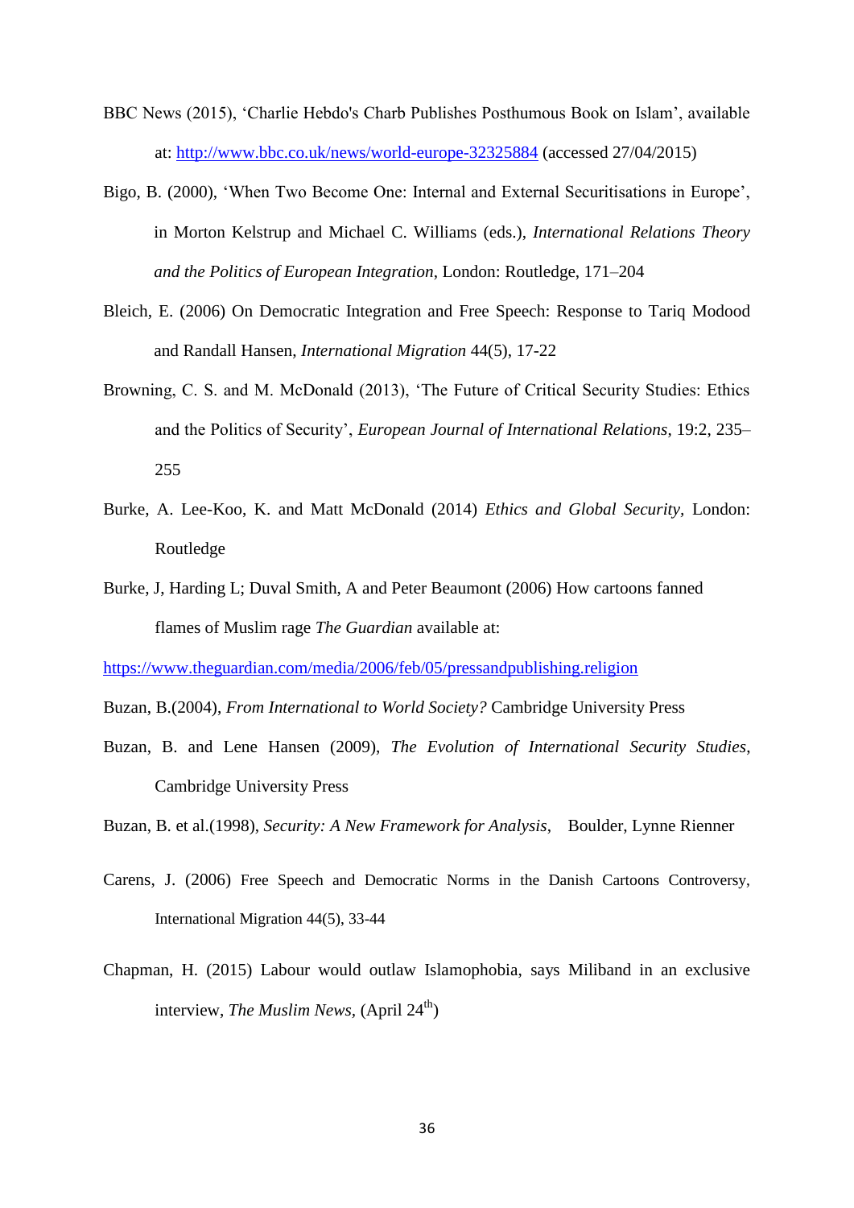BBC News (2015), 'Charlie Hebdo's Charb Publishes Posthumous Book on Islam', available at: http://www.bbc.co.uk/news/world-europe-32325884 (accessed 27/04/2015)

Bigo, B. (2000), 'When Two Become One: Internal and External Securitisations in Europe', in Morton Kelstrup and Michael C. Williams (eds.), *International Relations Theory and the Politics of European Integration*, London: Routledge, 171–204

Bleich, E. (2006) On Democratic Integration and Free Speech: Response to Tariq Modood and Randall Hansen, *International Migration* 44(5), 17-22

Browning, C. S. and M. McDonald (2013), 'The Future of Critical Security Studies: Ethics and the Politics of Security', *European Journal of International Relations*, 19:2, 235–255

Burke, A. Lee-Koo, K. and Matt McDonald (2014) *Ethics and Global Security*, London: Routledge

Burke, J, Harding L; Duval Smith, A and Peter Beaumont (2006) How cartoons fanned flames of Muslim rage *The Guardian* available at: https://www.theguardian.com/media/2006/feb/05/pressandpublishing.religion

Buzan, B.(2004), *From International to World Society?* Cambridge University Press

Buzan, B. and Lene Hansen (2009), *The Evolution of International Security Studies*, Cambridge University Press

Buzan, B. et al.(1998), *Security: A New Framework for Analysis*, Boulder, Lynne Rienner

Carens, J. (2006) Free Speech and Democratic Norms in the Danish Cartoons Controversy, International Migration 44(5), 33-44

Chapman, H. (2015) Labour would outlaw Islamophobia, says Miliband in an exclusive interview, *The Muslim News*, (April 24th)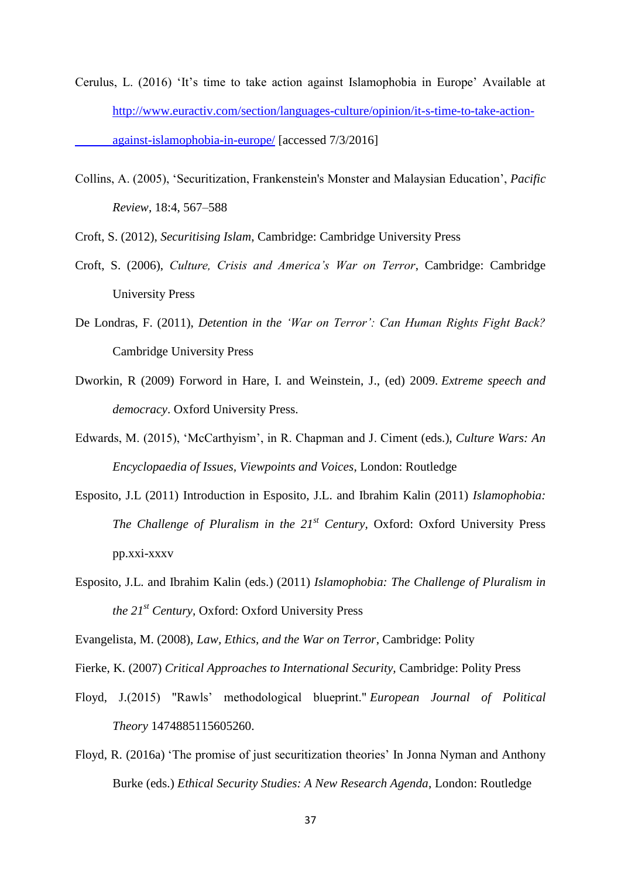Cerulus, L. (2016) 'It's time to take action against Islamophobia in Europe' Available at http://www.euractiv.com/section/languages-culture/opinion/it-s-time-to-take-action-against-islamophobia-in-europe/ [accessed 7/3/2016]

Collins, A. (2005), 'Securitization, Frankenstein's Monster and Malaysian Education', *Pacific Review*, 18:4, 567–588

Croft, S. (2012), *Securitising Islam*, Cambridge: Cambridge University Press

Croft, S. (2006), *Culture, Crisis and America's War on Terror*, Cambridge: Cambridge University Press

De Londras, F. (2011), *Detention in the 'War on Terror': Can Human Rights Fight Back?* Cambridge University Press

Dworkin, R (2009) Forword in Hare, I. and Weinstein, J., (ed) 2009. *Extreme speech and democracy*. Oxford University Press.

Edwards, M. (2015), 'McCarthyism', in R. Chapman and J. Ciment (eds.), *Culture Wars: An Encyclopaedia of Issues, Viewpoints and Voices*, London: Routledge

Esposito, J.L (2011) Introduction in Esposito, J.L. and Ibrahim Kalin (2011) *Islamophobia: The Challenge of Pluralism in the 21st Century*, Oxford: Oxford University Press pp.xxi-xxxv

Esposito, J.L. and Ibrahim Kalin (eds.) (2011) *Islamophobia: The Challenge of Pluralism in the 21st Century*, Oxford: Oxford University Press

Evangelista, M. (2008), *Law, Ethics, and the War on Terror*, Cambridge: Polity

Fierke, K. (2007) *Critical Approaches to International Security*, Cambridge: Polity Press

Floyd, J.(2015) "Rawls' methodological blueprint." *European Journal of Political Theory* 1474885115605260.

Floyd, R. (2016a) 'The promise of just securitization theories' In Jonna Nyman and Anthony Burke (eds.) *Ethical Security Studies: A New Research Agenda*, London: Routledge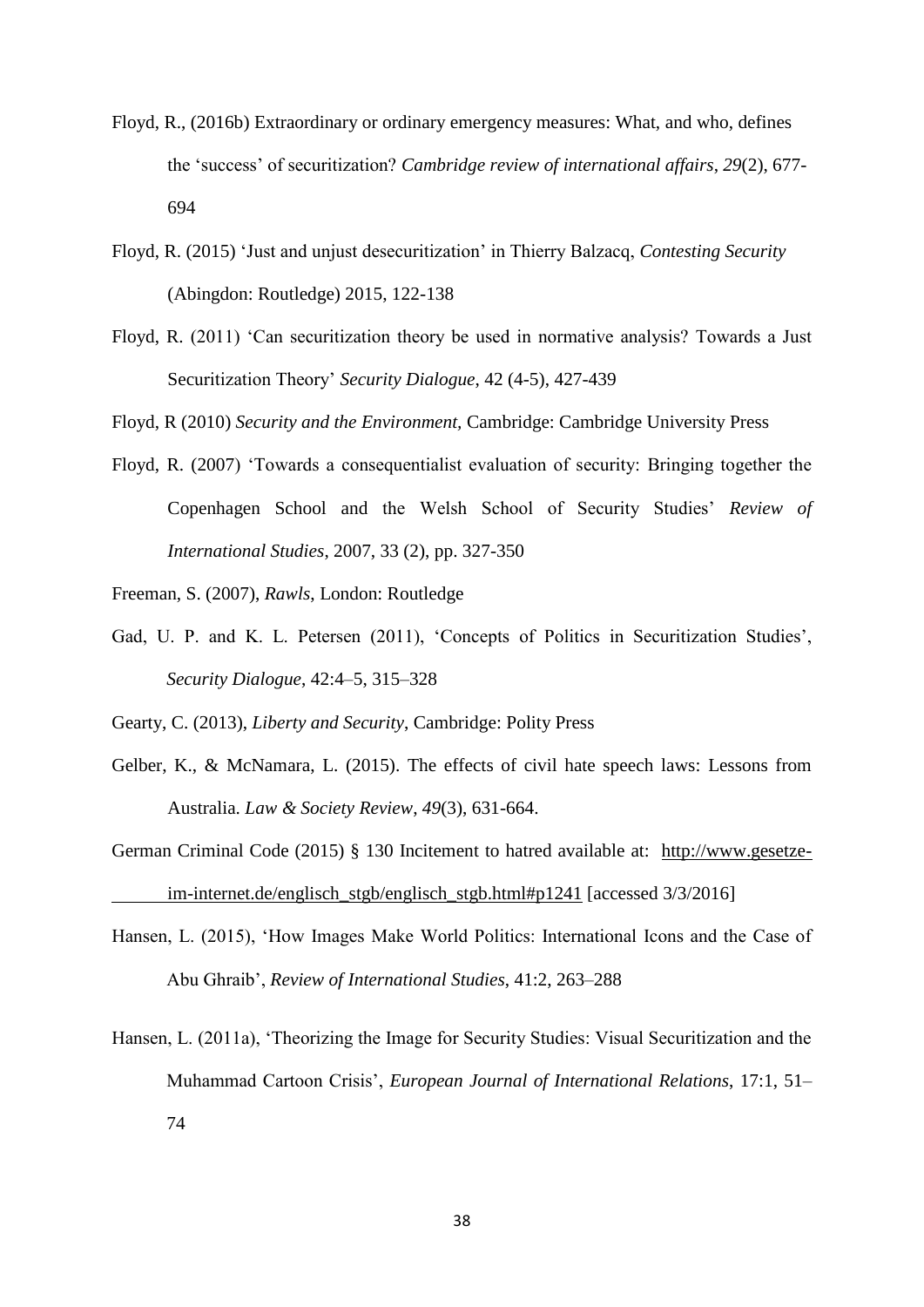Floyd, R., (2016b) Extraordinary or ordinary emergency measures: What, and who, defines the 'success' of securitization? *Cambridge review of international affairs*, *29*(2), 677-694

Floyd, R. (2015) 'Just and unjust desecuritization' in Thierry Balzacq, *Contesting Security* (Abingdon: Routledge) 2015, 122-138

Floyd, R. (2011) 'Can securitization theory be used in normative analysis? Towards a Just Securitization Theory' *Security Dialogue*, 42 (4-5), 427-439

Floyd, R (2010) *Security and the Environment,* Cambridge: Cambridge University Press

Floyd, R. (2007) 'Towards a consequentialist evaluation of security: Bringing together the Copenhagen School and the Welsh School of Security Studies' *Review of International Studies*, 2007, 33 (2), pp. 327-350

Freeman, S. (2007), *Rawls*, London: Routledge

Gad, U. P. and K. L. Petersen (2011), 'Concepts of Politics in Securitization Studies', *Security Dialogue*, 42:4–5, 315–328

Gearty, C. (2013), *Liberty and Security*, Cambridge: Polity Press

Gelber, K., & McNamara, L. (2015). The effects of civil hate speech laws: Lessons from Australia. *Law & Society Review*, *49*(3), 631-664.

German Criminal Code (2015) § 130 Incitement to hatred available at: http://www.gesetze-im-internet.de/englisch_stgb/englisch_stgb.html#p1241 [accessed 3/3/2016]

Hansen, L. (2015), 'How Images Make World Politics: International Icons and the Case of Abu Ghraib', *Review of International Studies*, 41:2, 263–288

Hansen, L. (2011a), 'Theorizing the Image for Security Studies: Visual Securitization and the Muhammad Cartoon Crisis', *European Journal of International Relations*, 17:1, 51–74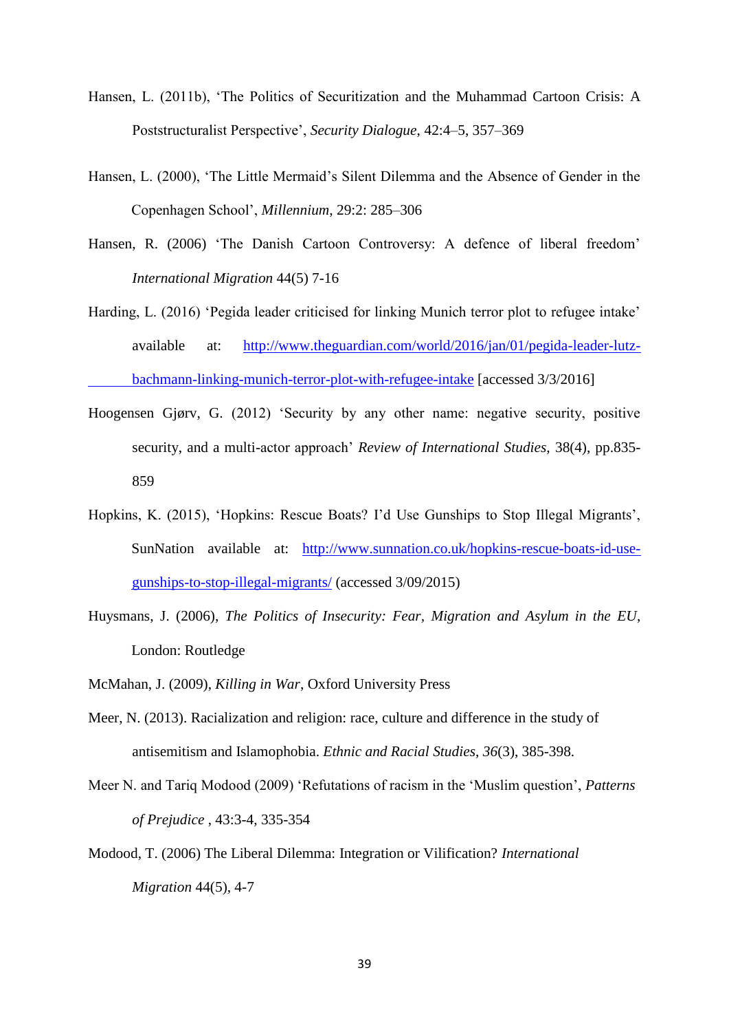Hansen, L. (2011b), 'The Politics of Securitization and the Muhammad Cartoon Crisis: A Poststructuralist Perspective', *Security Dialogue*, 42:4–5, 357–369

Hansen, L. (2000), 'The Little Mermaid's Silent Dilemma and the Absence of Gender in the Copenhagen School', *Millennium*, 29:2: 285–306

Hansen, R. (2006) 'The Danish Cartoon Controversy: A defence of liberal freedom' *International Migration* 44(5) 7-16

Harding, L. (2016) 'Pegida leader criticised for linking Munich terror plot to refugee intake' available at: http://www.theguardian.com/world/2016/jan/01/pegida-leader-lutz-bachmann-linking-munich-terror-plot-with-refugee-intake [accessed 3/3/2016]

Hoogensen Gjørv, G. (2012) 'Security by any other name: negative security, positive security, and a multi-actor approach' *Review of International Studies*, 38(4), pp.835-859

Hopkins, K. (2015), 'Hopkins: Rescue Boats? I'd Use Gunships to Stop Illegal Migrants', SunNation available at: http://www.sunnation.co.uk/hopkins-rescue-boats-id-use-gunships-to-stop-illegal-migrants/ (accessed 3/09/2015)

Huysmans, J. (2006), *The Politics of Insecurity: Fear, Migration and Asylum in the EU*, London: Routledge

McMahan, J. (2009), *Killing in War*, Oxford University Press

Meer, N. (2013). Racialization and religion: race, culture and difference in the study of antisemitism and Islamophobia. *Ethnic and Racial Studies*, *36*(3), 385-398.

Meer N. and Tariq Modood (2009) 'Refutations of racism in the 'Muslim question', *Patterns of Prejudice* , 43:3-4, 335-354

Modood, T. (2006) The Liberal Dilemma: Integration or Vilification? *International Migration* 44(5), 4-7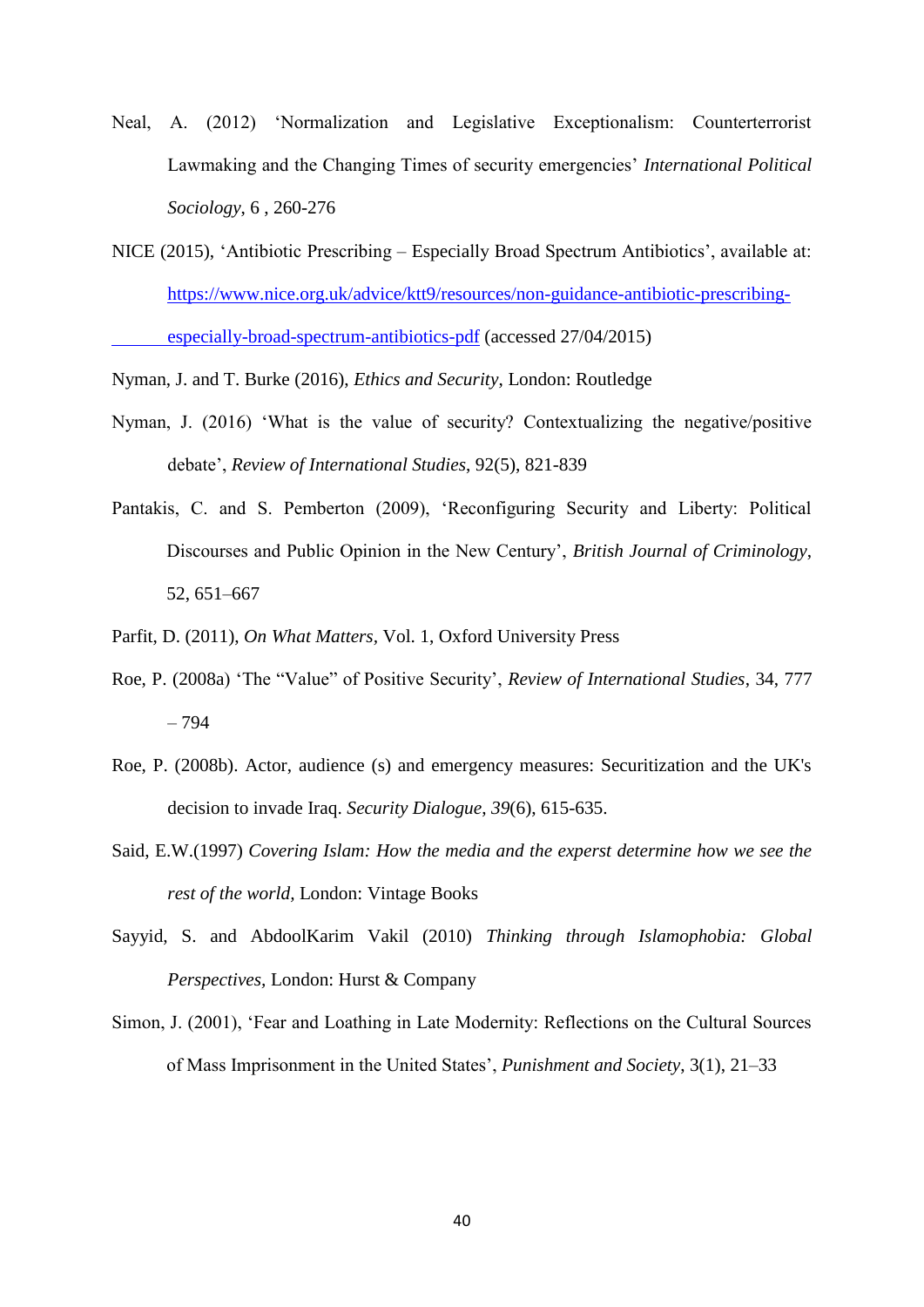Neal, A. (2012) 'Normalization and Legislative Exceptionalism: Counterterrorist Lawmaking and the Changing Times of security emergencies' *International Political Sociology*, 6 , 260-276

NICE (2015), 'Antibiotic Prescribing – Especially Broad Spectrum Antibiotics', available at: https://www.nice.org.uk/advice/ktt9/resources/non-guidance-antibiotic-prescribing-especially-broad-spectrum-antibiotics-pdf (accessed 27/04/2015)

Nyman, J. and T. Burke (2016), *Ethics and Security*, London: Routledge

Nyman, J. (2016) 'What is the value of security? Contextualizing the negative/positive debate', *Review of International Studies*, 92(5), 821-839

Pantakis, C. and S. Pemberton (2009), 'Reconfiguring Security and Liberty: Political Discourses and Public Opinion in the New Century', *British Journal of Criminology*, 52, 651–667

Parfit, D. (2011), *On What Matters*, Vol. 1, Oxford University Press

Roe, P. (2008a) 'The "Value" of Positive Security', *Review of International Studies*, 34, 777 – 794

Roe, P. (2008b). Actor, audience (s) and emergency measures: Securitization and the UK's decision to invade Iraq. *Security Dialogue*, *39*(6), 615-635.

Said, E.W.(1997) *Covering Islam: How the media and the experst determine how we see the rest of the world*, London: Vintage Books

Sayyid, S. and AbdoolKarim Vakil (2010) *Thinking through Islamophobia: Global Perspectives*, London: Hurst & Company

Simon, J. (2001), 'Fear and Loathing in Late Modernity: Reflections on the Cultural Sources of Mass Imprisonment in the United States', *Punishment and Society*, 3(1), 21–33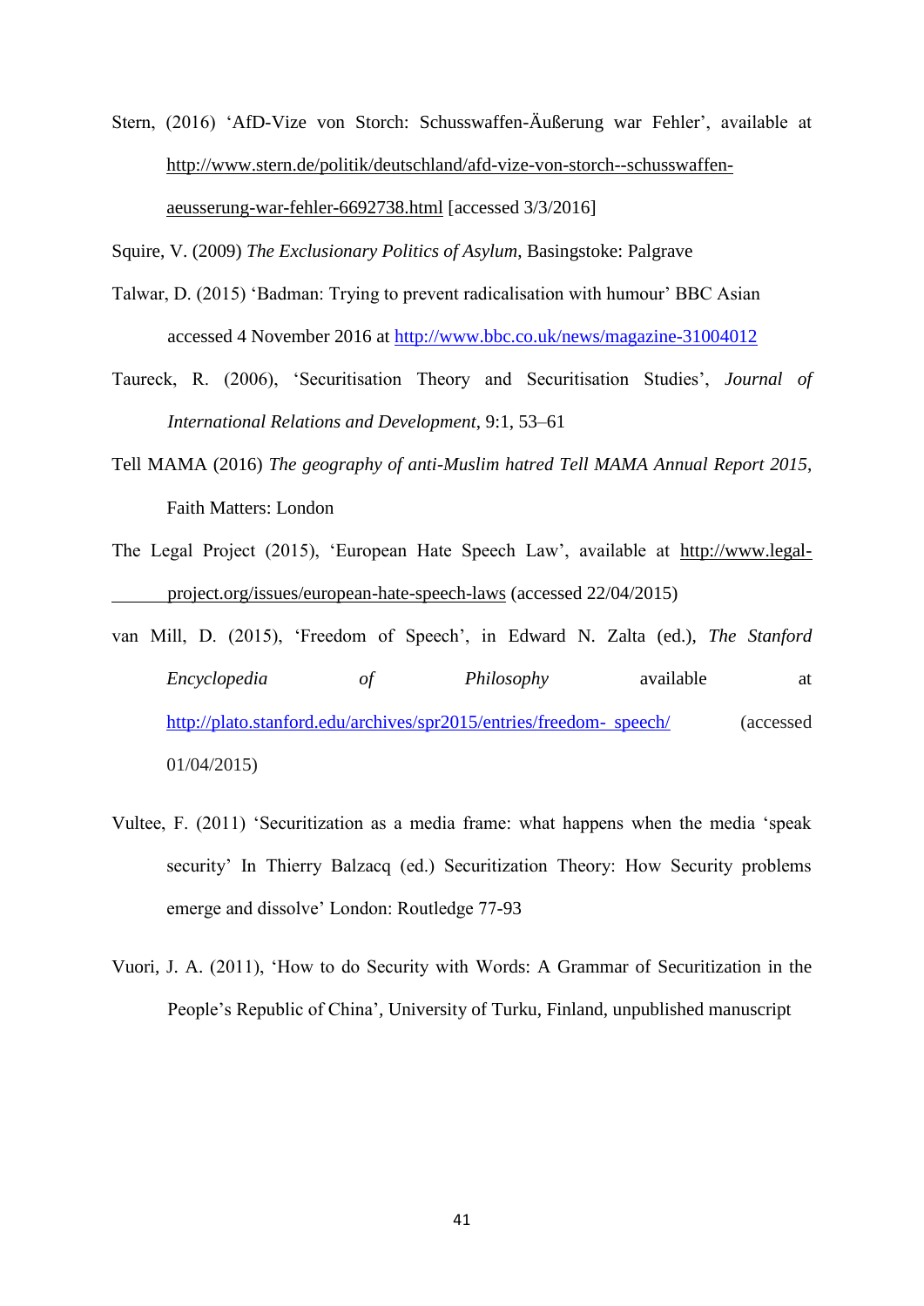Stern, (2016) 'AfD-Vize von Storch: Schusswaffen-Äußerung war Fehler', available at http://www.stern.de/politik/deutschland/afd-vize-von-storch--schusswaffen-aeusserung-war-fehler-6692738.html [accessed 3/3/2016]

Squire, V. (2009) *The Exclusionary Politics of Asylum*, Basingstoke: Palgrave

Talwar, D. (2015) 'Badman: Trying to prevent radicalisation with humour' BBC Asian accessed 4 November 2016 at http://www.bbc.co.uk/news/magazine-31004012

Taureck, R. (2006), 'Securitisation Theory and Securitisation Studies', *Journal of International Relations and Development*, 9:1, 53–61

Tell MAMA (2016) *The geography of anti-Muslim hatred Tell MAMA Annual Report 2015*, Faith Matters: London

The Legal Project (2015), 'European Hate Speech Law', available at http://www.legal-project.org/issues/european-hate-speech-laws (accessed 22/04/2015)

van Mill, D. (2015), 'Freedom of Speech', in Edward N. Zalta (ed.), *The Stanford Encyclopedia of Philosophy* available at http://plato.stanford.edu/archives/spr2015/entries/freedom- speech/ (accessed 01/04/2015)

Vultee, F. (2011) 'Securitization as a media frame: what happens when the media 'speak security' In Thierry Balzacq (ed.) Securitization Theory: How Security problems emerge and dissolve' London: Routledge 77-93

Vuori, J. A. (2011), 'How to do Security with Words: A Grammar of Securitization in the People's Republic of China', University of Turku, Finland, unpublished manuscript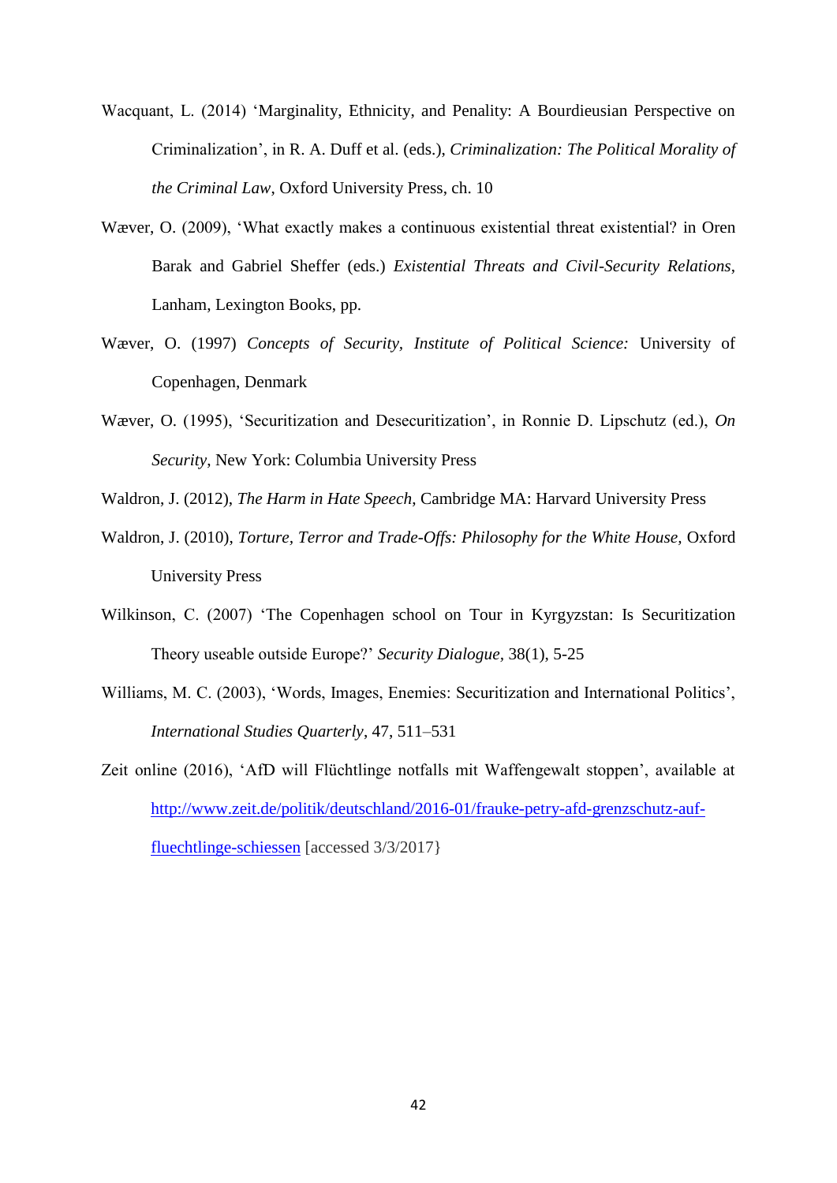Wacquant, L. (2014) 'Marginality, Ethnicity, and Penality: A Bourdieusian Perspective on Criminalization', in R. A. Duff et al. (eds.), *Criminalization: The Political Morality of the Criminal Law*, Oxford University Press, ch. 10

Wæver, O. (2009), 'What exactly makes a continuous existential threat existential? in Oren Barak and Gabriel Sheffer (eds.) *Existential Threats and Civil-Security Relations*, Lanham, Lexington Books, pp.

Wæver, O. (1997) *Concepts of Security, Institute of Political Science:* University of Copenhagen, Denmark

Wæver, O. (1995), 'Securitization and Desecuritization', in Ronnie D. Lipschutz (ed.), *On Security*, New York: Columbia University Press

Waldron, J. (2012), *The Harm in Hate Speech*, Cambridge MA: Harvard University Press

Waldron, J. (2010), *Torture, Terror and Trade-Offs: Philosophy for the White House,* Oxford University Press

Wilkinson, C. (2007) 'The Copenhagen school on Tour in Kyrgyzstan: Is Securitization Theory useable outside Europe?' *Security Dialogue*, 38(1), 5-25

Williams, M. C. (2003), 'Words, Images, Enemies: Securitization and International Politics', *International Studies Quarterly*, 47, 511–531

Zeit online (2016), 'AfD will Flüchtlinge notfalls mit Waffengewalt stoppen', available at [http://www.zeit.de/politik/deutschland/2016-01/frauke-petry-afd-grenzschutz-auf-fluechtlinge-schiessen](http://www.zeit.de/politik/deutschland/2016-01/frauke-petry-afd-grenzschutz-auf-fluechtlinge-schiessen) [accessed 3/3/2017}